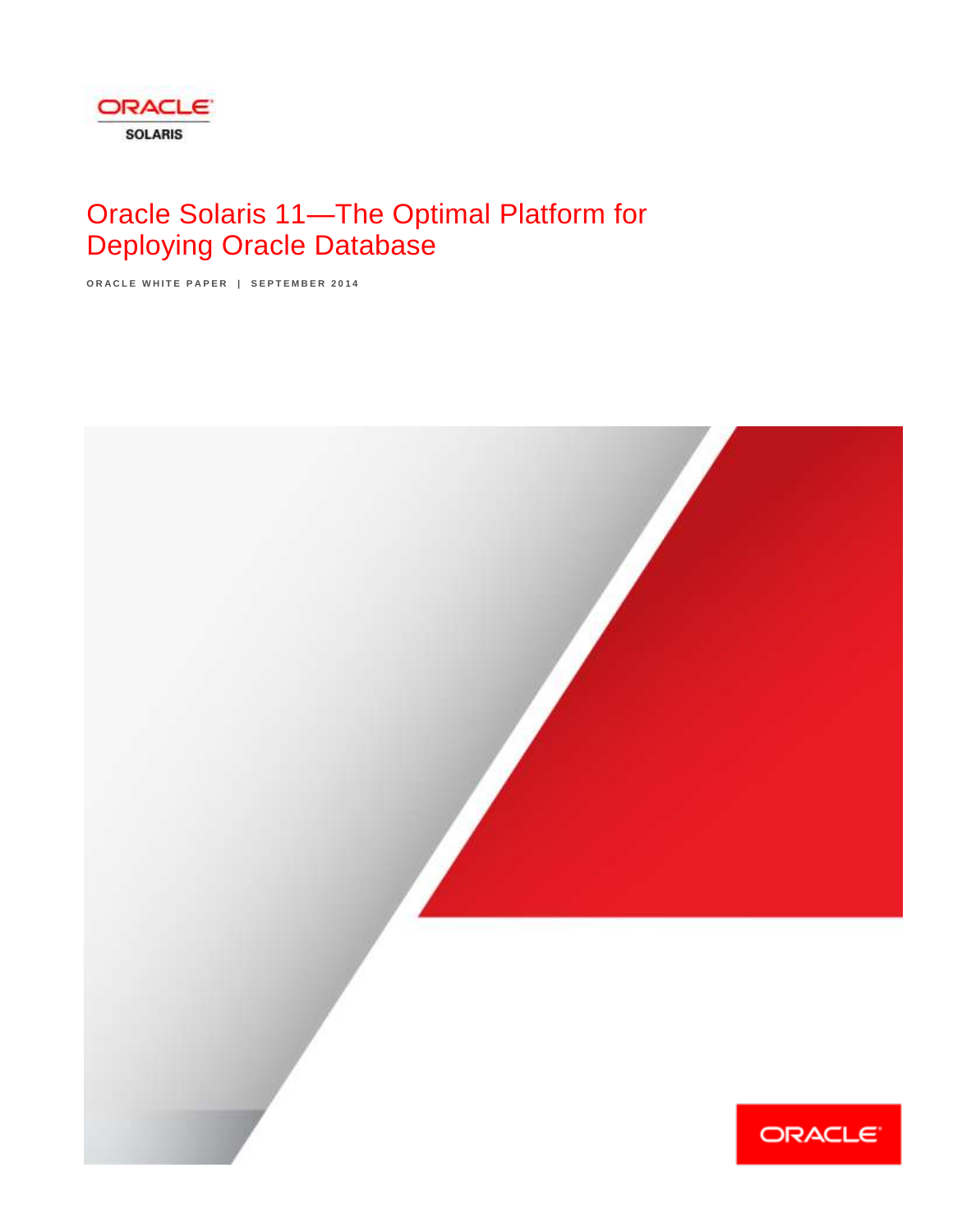ORACLE
SOLARIS

# Oracle Solaris 11—The Optimal Platform for Deploying Oracle Database

ORACLE WHITE PAPER | SEPTEMBER 2014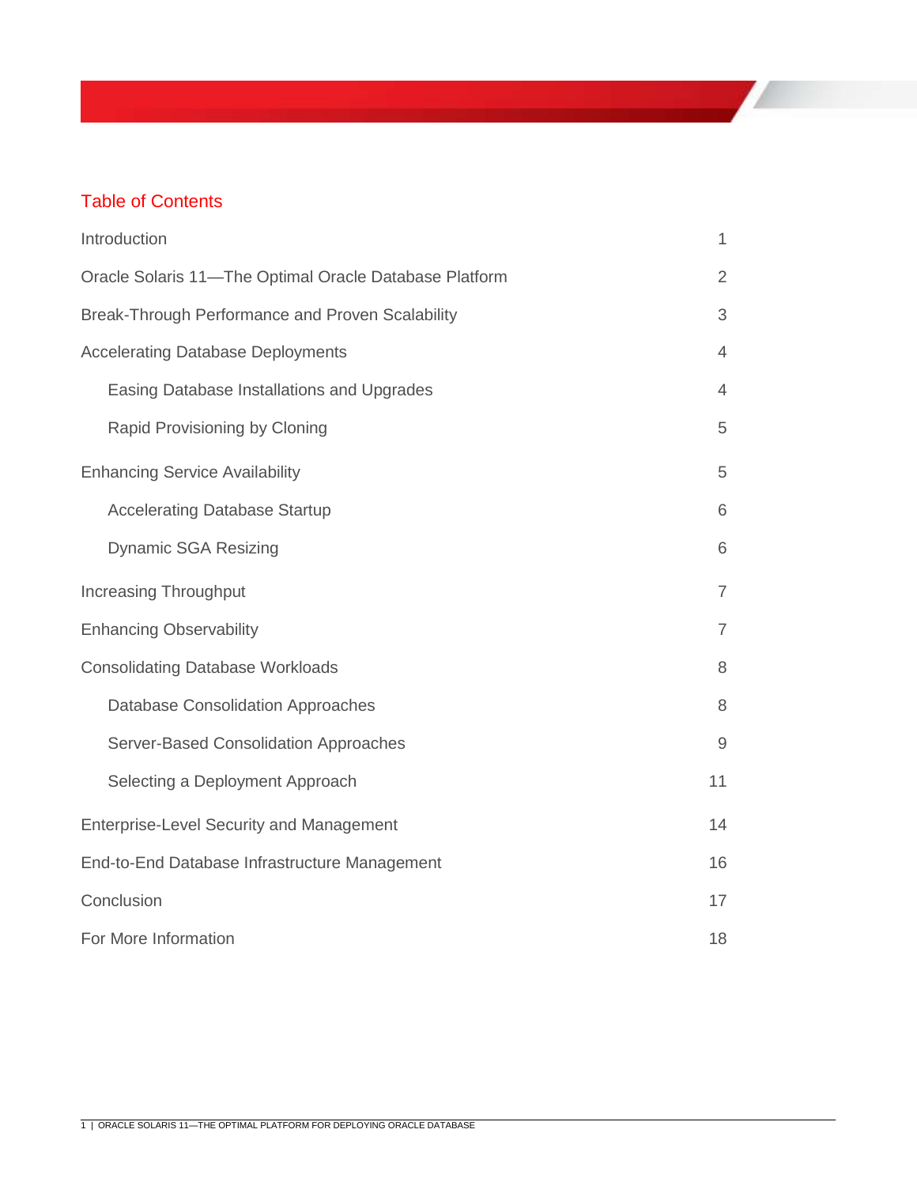## Table of Contents

| | |
|---|---|
| Introduction | 1 |
| Oracle Solaris 11—The Optimal Oracle Database Platform | 2 |
| Break-Through Performance and Proven Scalability | 3 |
| Accelerating Database Deployments | 4 |
| Easing Database Installations and Upgrades | 4 |
| Rapid Provisioning by Cloning | 5 |
| Enhancing Service Availability | 5 |
| Accelerating Database Startup | 6 |
| Dynamic SGA Resizing | 6 |
| Increasing Throughput | 7 |
| Enhancing Observability | 7 |
| Consolidating Database Workloads | 8 |
| Database Consolidation Approaches | 8 |
| Server-Based Consolidation Approaches | 9 |
| Selecting a Deployment Approach | 11 |
| Enterprise-Level Security and Management | 14 |
| End-to-End Database Infrastructure Management | 16 |
| Conclusion | 17 |
| For More Information | 18 |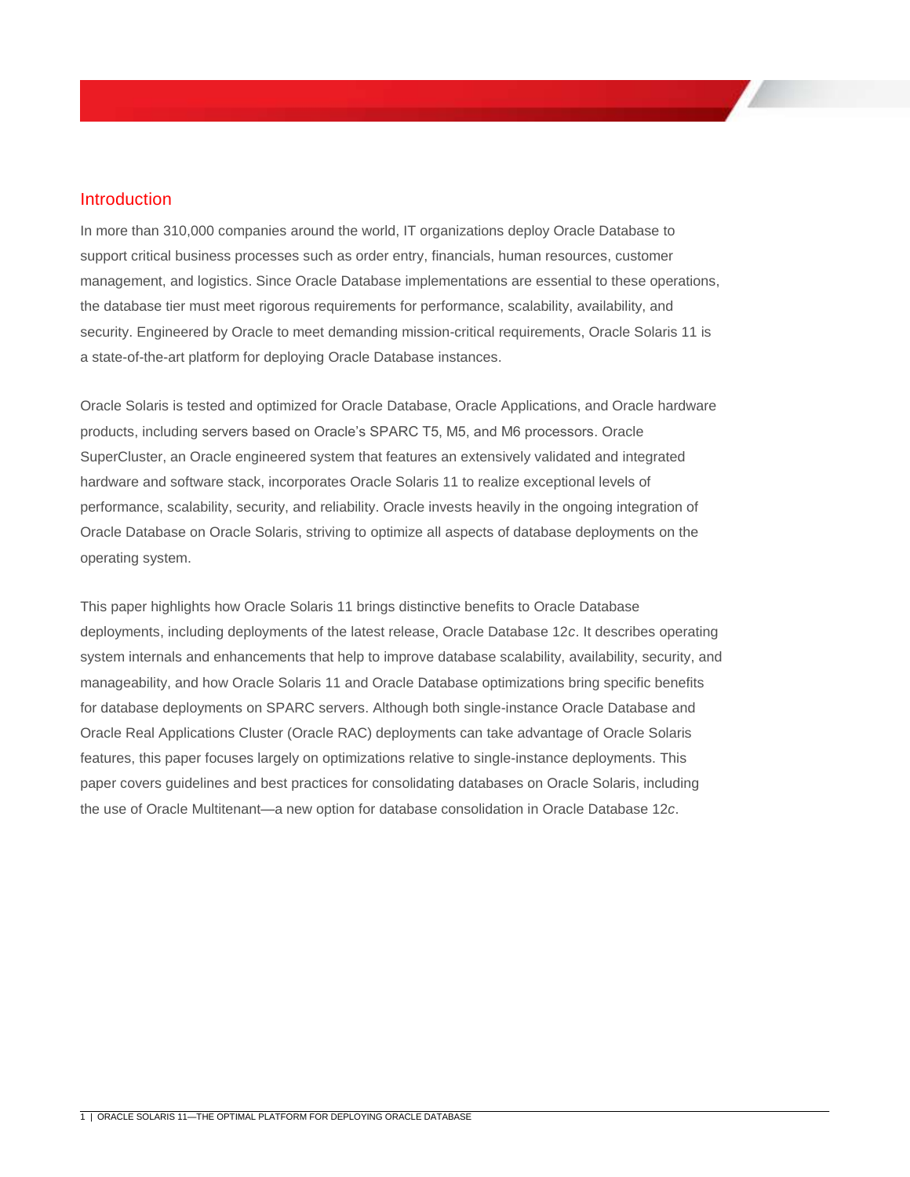## Introduction

In more than 310,000 companies around the world, IT organizations deploy Oracle Database to support critical business processes such as order entry, financials, human resources, customer management, and logistics. Since Oracle Database implementations are essential to these operations, the database tier must meet rigorous requirements for performance, scalability, availability, and security. Engineered by Oracle to meet demanding mission-critical requirements, Oracle Solaris 11 is a state-of-the-art platform for deploying Oracle Database instances.

Oracle Solaris is tested and optimized for Oracle Database, Oracle Applications, and Oracle hardware products, including servers based on Oracle's SPARC T5, M5, and M6 processors. Oracle SuperCluster, an Oracle engineered system that features an extensively validated and integrated hardware and software stack, incorporates Oracle Solaris 11 to realize exceptional levels of performance, scalability, security, and reliability. Oracle invests heavily in the ongoing integration of Oracle Database on Oracle Solaris, striving to optimize all aspects of database deployments on the operating system.

This paper highlights how Oracle Solaris 11 brings distinctive benefits to Oracle Database deployments, including deployments of the latest release, Oracle Database 12*c*. It describes operating system internals and enhancements that help to improve database scalability, availability, security, and manageability, and how Oracle Solaris 11 and Oracle Database optimizations bring specific benefits for database deployments on SPARC servers. Although both single-instance Oracle Database and Oracle Real Applications Cluster (Oracle RAC) deployments can take advantage of Oracle Solaris features, this paper focuses largely on optimizations relative to single-instance deployments. This paper covers guidelines and best practices for consolidating databases on Oracle Solaris, including the use of Oracle Multitenant—a new option for database consolidation in Oracle Database 12*c*.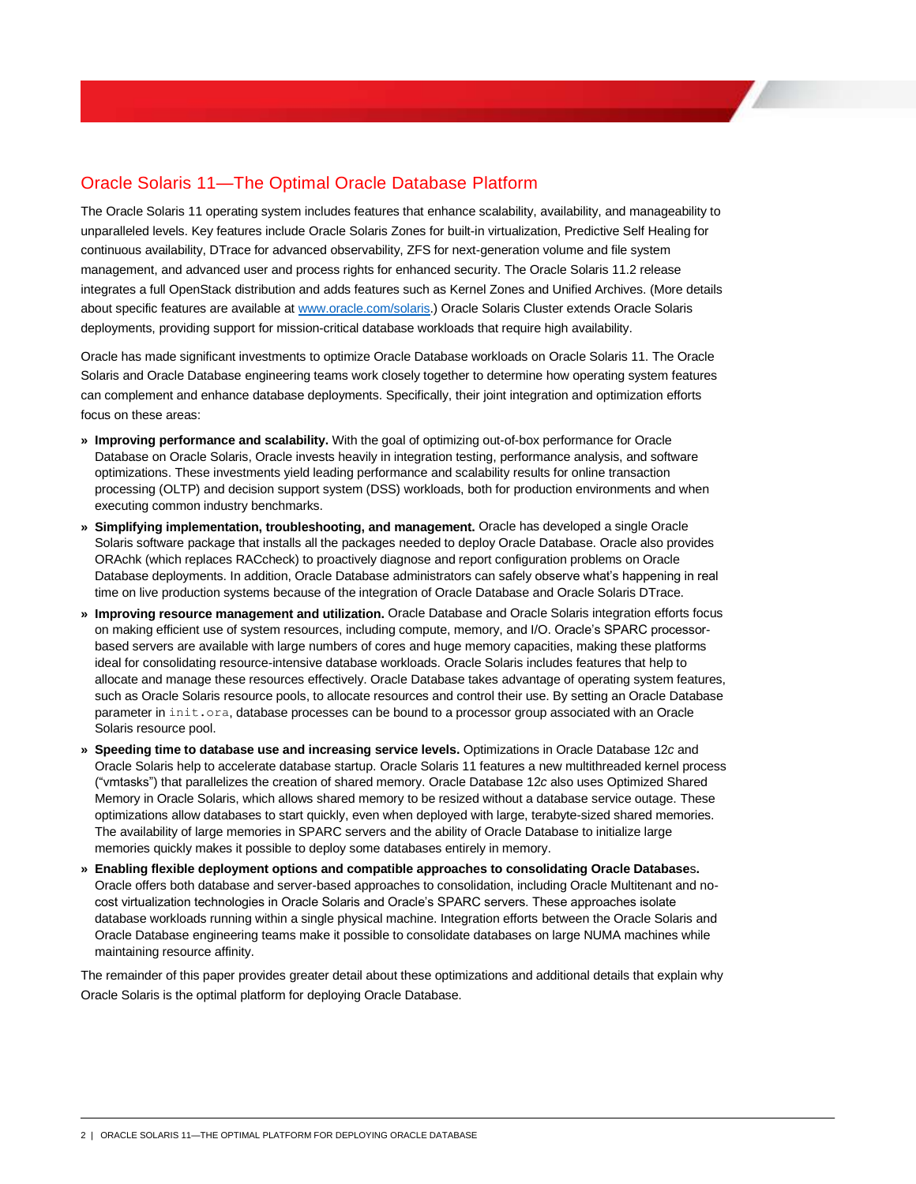## Oracle Solaris 11—The Optimal Oracle Database Platform

The Oracle Solaris 11 operating system includes features that enhance scalability, availability, and manageability to unparalleled levels. Key features include Oracle Solaris Zones for built-in virtualization, Predictive Self Healing for continuous availability, DTrace for advanced observability, ZFS for next-generation volume and file system management, and advanced user and process rights for enhanced security. The Oracle Solaris 11.2 release integrates a full OpenStack distribution and adds features such as Kernel Zones and Unified Archives. (More details about specific features are available at [www.oracle.com/solaris](www.oracle.com/solaris).) Oracle Solaris Cluster extends Oracle Solaris deployments, providing support for mission-critical database workloads that require high availability.

Oracle has made significant investments to optimize Oracle Database workloads on Oracle Solaris 11. The Oracle Solaris and Oracle Database engineering teams work closely together to determine how operating system features can complement and enhance database deployments. Specifically, their joint integration and optimization efforts focus on these areas:

- **Improving performance and scalability.** With the goal of optimizing out-of-box performance for Oracle Database on Oracle Solaris, Oracle invests heavily in integration testing, performance analysis, and software optimizations. These investments yield leading performance and scalability results for online transaction processing (OLTP) and decision support system (DSS) workloads, both for production environments and when executing common industry benchmarks.
- **Simplifying implementation, troubleshooting, and management.** Oracle has developed a single Oracle Solaris software package that installs all the packages needed to deploy Oracle Database. Oracle also provides ORAchk (which replaces RACcheck) to proactively diagnose and report configuration problems on Oracle Database deployments. In addition, Oracle Database administrators can safely observe what's happening in real time on live production systems because of the integration of Oracle Database and Oracle Solaris DTrace.
- **Improving resource management and utilization.** Oracle Database and Oracle Solaris integration efforts focus on making efficient use of system resources, including compute, memory, and I/O. Oracle's SPARC processor-based servers are available with large numbers of cores and huge memory capacities, making these platforms ideal for consolidating resource-intensive database workloads. Oracle Solaris includes features that help to allocate and manage these resources effectively. Oracle Database takes advantage of operating system features, such as Oracle Solaris resource pools, to allocate resources and control their use. By setting an Oracle Database parameter in `init.ora`, database processes can be bound to a processor group associated with an Oracle Solaris resource pool.
- **Speeding time to database use and increasing service levels.** Optimizations in Oracle Database 12*c* and Oracle Solaris help to accelerate database startup. Oracle Solaris 11 features a new multithreaded kernel process ("vmtasks") that parallelizes the creation of shared memory. Oracle Database 12*c* also uses Optimized Shared Memory in Oracle Solaris, which allows shared memory to be resized without a database service outage. These optimizations allow databases to start quickly, even when deployed with large, terabyte-sized shared memories. The availability of large memories in SPARC servers and the ability of Oracle Database to initialize large memories quickly makes it possible to deploy some databases entirely in memory.
- **Enabling flexible deployment options and compatible approaches to consolidating Oracle Databases.** Oracle offers both database and server-based approaches to consolidation, including Oracle Multitenant and no-cost virtualization technologies in Oracle Solaris and Oracle's SPARC servers. These approaches isolate database workloads running within a single physical machine. Integration efforts between the Oracle Solaris and Oracle Database engineering teams make it possible to consolidate databases on large NUMA machines while maintaining resource affinity.

The remainder of this paper provides greater detail about these optimizations and additional details that explain why Oracle Solaris is the optimal platform for deploying Oracle Database.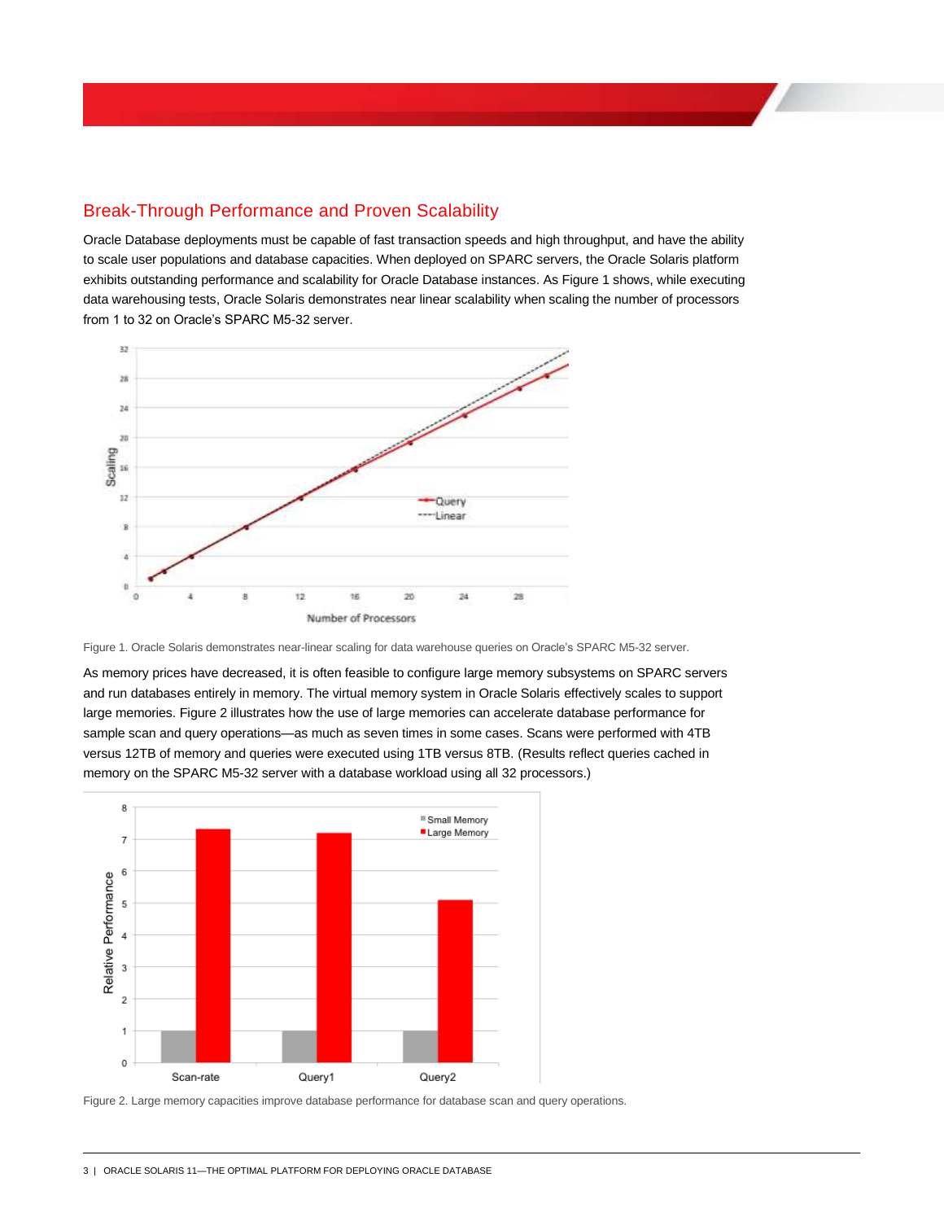## Break-Through Performance and Proven Scalability

Oracle Database deployments must be capable of fast transaction speeds and high throughput, and have the ability to scale user populations and database capacities. When deployed on SPARC servers, the Oracle Solaris platform exhibits outstanding performance and scalability for Oracle Database instances. As Figure 1 shows, while executing data warehousing tests, Oracle Solaris demonstrates near linear scalability when scaling the number of processors from 1 to 32 on Oracle's SPARC M5-32 server.

Figure 1. Oracle Solaris demonstrates near-linear scaling for data warehouse queries on Oracle's SPARC M5-32 server.

As memory prices have decreased, it is often feasible to configure large memory subsystems on SPARC servers and run databases entirely in memory. The virtual memory system in Oracle Solaris effectively scales to support large memories. Figure 2 illustrates how the use of large memories can accelerate database performance for sample scan and query operations—as much as seven times in some cases. Scans were performed with 4TB versus 12TB of memory and queries were executed using 1TB versus 8TB. (Results reflect queries cached in memory on the SPARC M5-32 server with a database workload using all 32 processors.)

Figure 2. Large memory capacities improve database performance for database scan and query operations.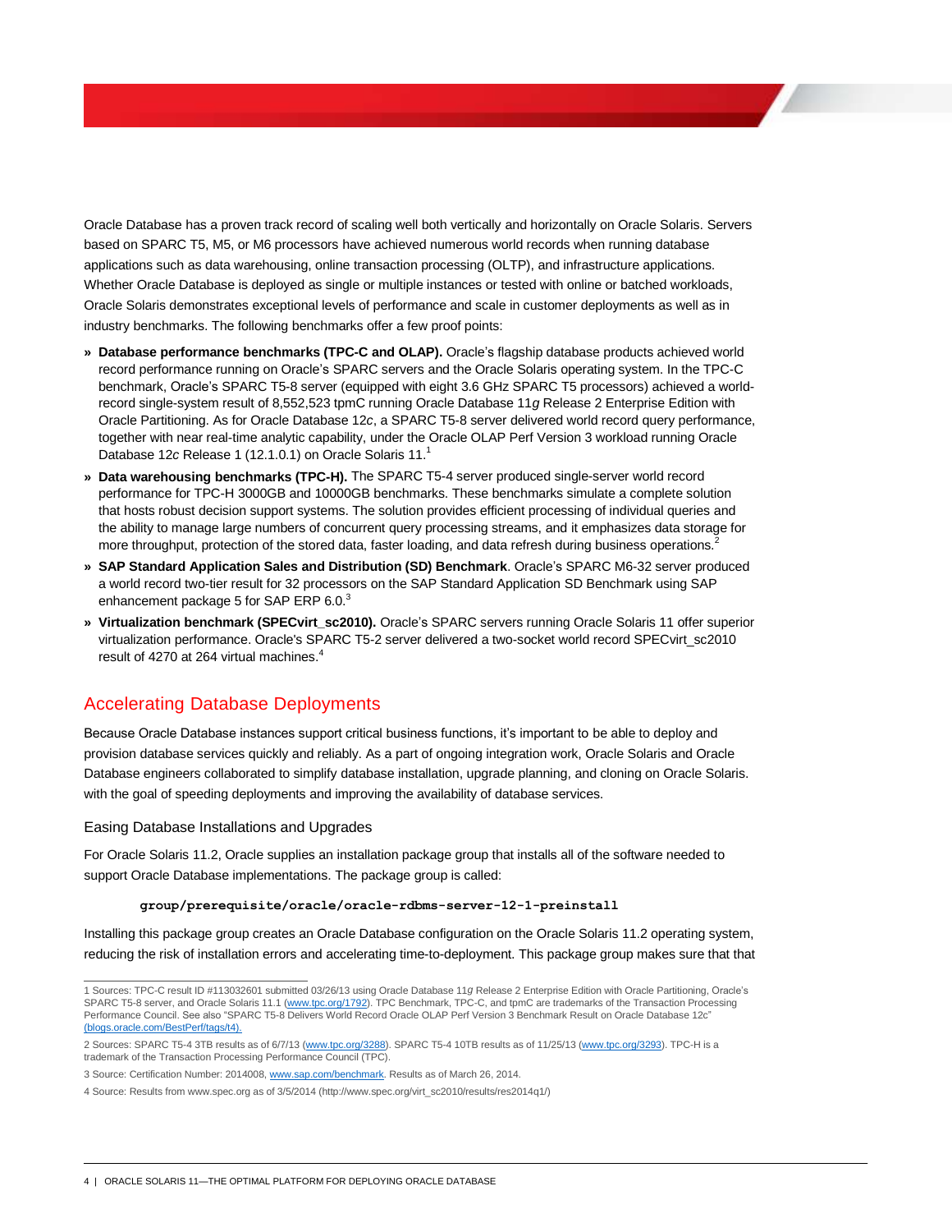Oracle Database has a proven track record of scaling well both vertically and horizontally on Oracle Solaris. Servers based on SPARC T5, M5, or M6 processors have achieved numerous world records when running database applications such as data warehousing, online transaction processing (OLTP), and infrastructure applications. Whether Oracle Database is deployed as single or multiple instances or tested with online or batched workloads, Oracle Solaris demonstrates exceptional levels of performance and scale in customer deployments as well as in industry benchmarks. The following benchmarks offer a few proof points:

- **Database performance benchmarks (TPC-C and OLAP).** Oracle's flagship database products achieved world record performance running on Oracle's SPARC servers and the Oracle Solaris operating system. In the TPC-C benchmark, Oracle's SPARC T5-8 server (equipped with eight 3.6 GHz SPARC T5 processors) achieved a world-record single-system result of 8,552,523 tpmC running Oracle Database 11*g* Release 2 Enterprise Edition with Oracle Partitioning. As for Oracle Database 12*c*, a SPARC T5-8 server delivered world record query performance, together with near real-time analytic capability, under the Oracle OLAP Perf Version 3 workload running Oracle Database 12*c* Release 1 (12.1.0.1) on Oracle Solaris 11.[1]
- **Data warehousing benchmarks (TPC-H).** The SPARC T5-4 server produced single-server world record performance for TPC-H 3000GB and 10000GB benchmarks. These benchmarks simulate a complete solution that hosts robust decision support systems. The solution provides efficient processing of individual queries and the ability to manage large numbers of concurrent query processing streams, and it emphasizes data storage for more throughput, protection of the stored data, faster loading, and data refresh during business operations.[2]
- **SAP Standard Application Sales and Distribution (SD) Benchmark**. Oracle's SPARC M6-32 server produced a world record two-tier result for 32 processors on the SAP Standard Application SD Benchmark using SAP enhancement package 5 for SAP ERP 6.0.[3]
- **Virtualization benchmark (SPECvirt_sc2010).** Oracle's SPARC servers running Oracle Solaris 11 offer superior virtualization performance. Oracle's SPARC T5-2 server delivered a two-socket world record SPECvirt_sc2010 result of 4270 at 264 virtual machines.[4]

## Accelerating Database Deployments

Because Oracle Database instances support critical business functions, it's important to be able to deploy and provision database services quickly and reliably. As a part of ongoing integration work, Oracle Solaris and Oracle Database engineers collaborated to simplify database installation, upgrade planning, and cloning on Oracle Solaris. with the goal of speeding deployments and improving the availability of database services.

### Easing Database Installations and Upgrades

For Oracle Solaris 11.2, Oracle supplies an installation package group that installs all of the software needed to support Oracle Database implementations. The package group is called:

```
group/prerequisite/oracle/oracle-rdbms-server-12-1-preinstall
```

Installing this package group creates an Oracle Database configuration on the Oracle Solaris 11.2 operating system, reducing the risk of installation errors and accelerating time-to-deployment. This package group makes sure that that

---

1 Sources: TPC-C result ID #113032601 submitted 03/26/13 using Oracle Database 11*g* Release 2 Enterprise Edition with Oracle Partitioning, Oracle's SPARC T5-8 server, and Oracle Solaris 11.1 (www.tpc.org/1792). TPC Benchmark, TPC-C, and tpmC are trademarks of the Transaction Processing Performance Council. See also "SPARC T5-8 Delivers World Record Oracle OLAP Perf Version 3 Benchmark Result on Oracle Database 12c" (blogs.oracle.com/BestPerf/tags/t4).

2 Sources: SPARC T5-4 3TB results as of 6/7/13 (www.tpc.org/3288). SPARC T5-4 10TB results as of 11/25/13 (www.tpc.org/3293). TPC-H is a trademark of the Transaction Processing Performance Council (TPC).

3 Source: Certification Number: 2014008, www.sap.com/benchmark. Results as of March 26, 2014.

4 Source: Results from www.spec.org as of 3/5/2014 (http://www.spec.org/virt_sc2010/results/res2014q1/)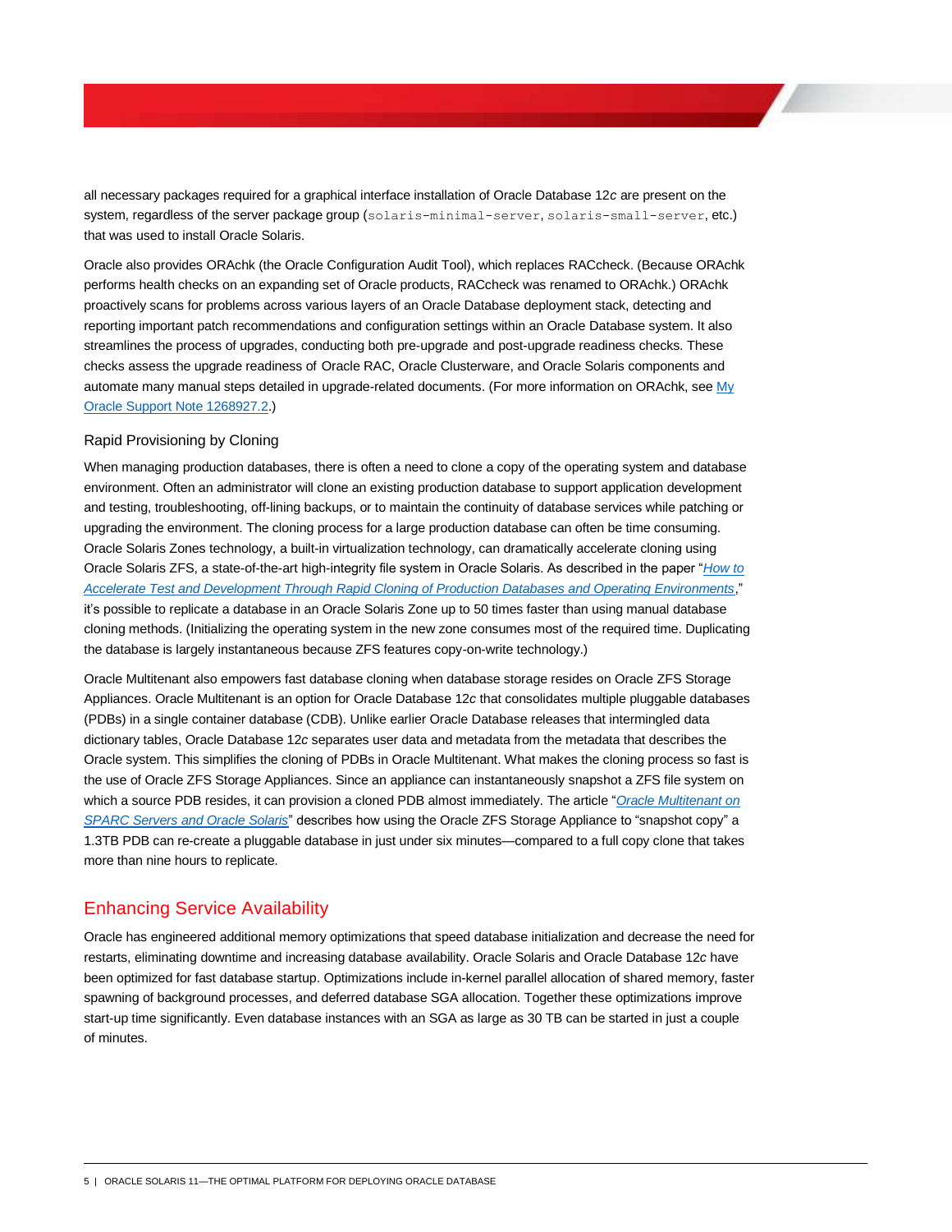all necessary packages required for a graphical interface installation of Oracle Database 12*c* are present on the system, regardless of the server package group (`solaris-minimal-server`, `solaris-small-server`, etc.) that was used to install Oracle Solaris.

Oracle also provides ORAchk (the Oracle Configuration Audit Tool), which replaces RACcheck. (Because ORAchk performs health checks on an expanding set of Oracle products, RACcheck was renamed to ORAchk.) ORAchk proactively scans for problems across various layers of an Oracle Database deployment stack, detecting and reporting important patch recommendations and configuration settings within an Oracle Database system. It also streamlines the process of upgrades, conducting both pre-upgrade and post-upgrade readiness checks. These checks assess the upgrade readiness of Oracle RAC, Oracle Clusterware, and Oracle Solaris components and automate many manual steps detailed in upgrade-related documents. (For more information on ORAchk, see My Oracle Support Note 1268927.2.)

### Rapid Provisioning by Cloning

When managing production databases, there is often a need to clone a copy of the operating system and database environment. Often an administrator will clone an existing production database to support application development and testing, troubleshooting, off-lining backups, or to maintain the continuity of database services while patching or upgrading the environment. The cloning process for a large production database can often be time consuming. Oracle Solaris Zones technology, a built-in virtualization technology, can dramatically accelerate cloning using Oracle Solaris ZFS, a state-of-the-art high-integrity file system in Oracle Solaris. As described in the paper "*How to Accelerate Test and Development Through Rapid Cloning of Production Databases and Operating Environments*," it's possible to replicate a database in an Oracle Solaris Zone up to 50 times faster than using manual database cloning methods. (Initializing the operating system in the new zone consumes most of the required time. Duplicating the database is largely instantaneous because ZFS features copy-on-write technology.)

Oracle Multitenant also empowers fast database cloning when database storage resides on Oracle ZFS Storage Appliances. Oracle Multitenant is an option for Oracle Database 12*c* that consolidates multiple pluggable databases (PDBs) in a single container database (CDB). Unlike earlier Oracle Database releases that intermingled data dictionary tables, Oracle Database 12*c* separates user data and metadata from the metadata that describes the Oracle system. This simplifies the cloning of PDBs in Oracle Multitenant. What makes the cloning process so fast is the use of Oracle ZFS Storage Appliances. Since an appliance can instantaneously snapshot a ZFS file system on which a source PDB resides, it can provision a cloned PDB almost immediately. The article "*Oracle Multitenant on SPARC Servers and Oracle Solaris*" describes how using the Oracle ZFS Storage Appliance to "snapshot copy" a 1.3TB PDB can re-create a pluggable database in just under six minutes—compared to a full copy clone that takes more than nine hours to replicate.

## Enhancing Service Availability

Oracle has engineered additional memory optimizations that speed database initialization and decrease the need for restarts, eliminating downtime and increasing database availability. Oracle Solaris and Oracle Database 12*c* have been optimized for fast database startup. Optimizations include in-kernel parallel allocation of shared memory, faster spawning of background processes, and deferred database SGA allocation. Together these optimizations improve start-up time significantly. Even database instances with an SGA as large as 30 TB can be started in just a couple of minutes.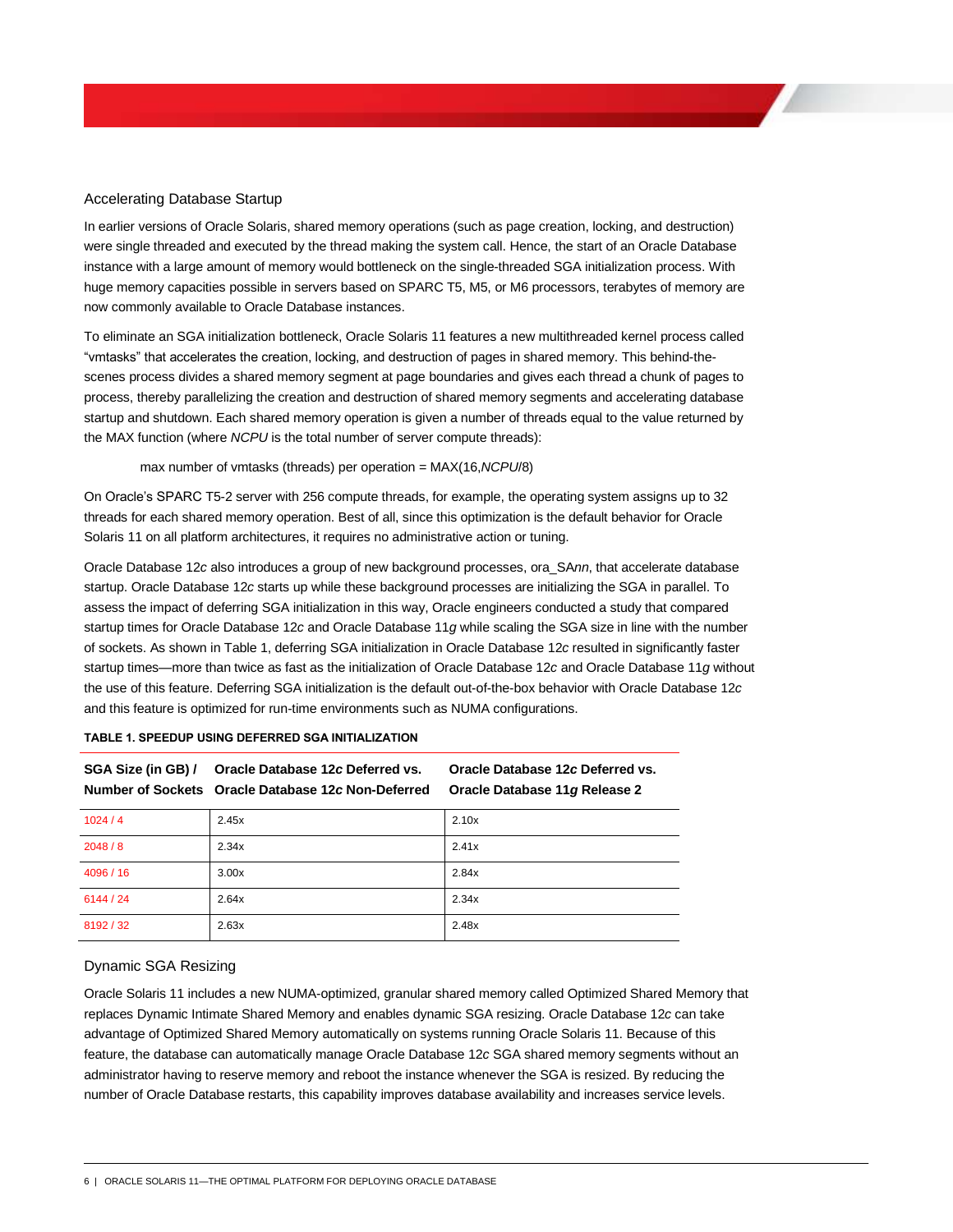## Accelerating Database Startup

In earlier versions of Oracle Solaris, shared memory operations (such as page creation, locking, and destruction) were single threaded and executed by the thread making the system call. Hence, the start of an Oracle Database instance with a large amount of memory would bottleneck on the single-threaded SGA initialization process. With huge memory capacities possible in servers based on SPARC T5, M5, or M6 processors, terabytes of memory are now commonly available to Oracle Database instances.

To eliminate an SGA initialization bottleneck, Oracle Solaris 11 features a new multithreaded kernel process called "vmtasks" that accelerates the creation, locking, and destruction of pages in shared memory. This behind-the-scenes process divides a shared memory segment at page boundaries and gives each thread a chunk of pages to process, thereby parallelizing the creation and destruction of shared memory segments and accelerating database startup and shutdown. Each shared memory operation is given a number of threads equal to the value returned by the MAX function (where *NCPU* is the total number of server compute threads):

max number of vmtasks (threads) per operation = MAX(16,*NCPU*/8)

On Oracle's SPARC T5-2 server with 256 compute threads, for example, the operating system assigns up to 32 threads for each shared memory operation. Best of all, since this optimization is the default behavior for Oracle Solaris 11 on all platform architectures, it requires no administrative action or tuning.

Oracle Database 12*c* also introduces a group of new background processes, ora_SA*nn*, that accelerate database startup. Oracle Database 12*c* starts up while these background processes are initializing the SGA in parallel. To assess the impact of deferring SGA initialization in this way, Oracle engineers conducted a study that compared startup times for Oracle Database 12*c* and Oracle Database 11*g* while scaling the SGA size in line with the number of sockets. As shown in Table 1, deferring SGA initialization in Oracle Database 12*c* resulted in significantly faster startup times—more than twice as fast as the initialization of Oracle Database 12*c* and Oracle Database 11*g* without the use of this feature. Deferring SGA initialization is the default out-of-the-box behavior with Oracle Database 12*c* and this feature is optimized for run-time environments such as NUMA configurations.

**TABLE 1. SPEEDUP USING DEFERRED SGA INITIALIZATION**

| SGA Size (in GB) / Number of Sockets | Oracle Database 12*c* Deferred vs. Oracle Database 12*c* Non-Deferred | Oracle Database 12*c* Deferred vs. Oracle Database 11*g* Release 2 |
|---|---|---|
| 1024 / 4 | 2.45x | 2.10x |
| 2048 / 8 | 2.34x | 2.41x |
| 4096 / 16 | 3.00x | 2.84x |
| 6144 / 24 | 2.64x | 2.34x |
| 8192 / 32 | 2.63x | 2.48x |

## Dynamic SGA Resizing

Oracle Solaris 11 includes a new NUMA-optimized, granular shared memory called Optimized Shared Memory that replaces Dynamic Intimate Shared Memory and enables dynamic SGA resizing. Oracle Database 12*c* can take advantage of Optimized Shared Memory automatically on systems running Oracle Solaris 11. Because of this feature, the database can automatically manage Oracle Database 12*c* SGA shared memory segments without an administrator having to reserve memory and reboot the instance whenever the SGA is resized. By reducing the number of Oracle Database restarts, this capability improves database availability and increases service levels.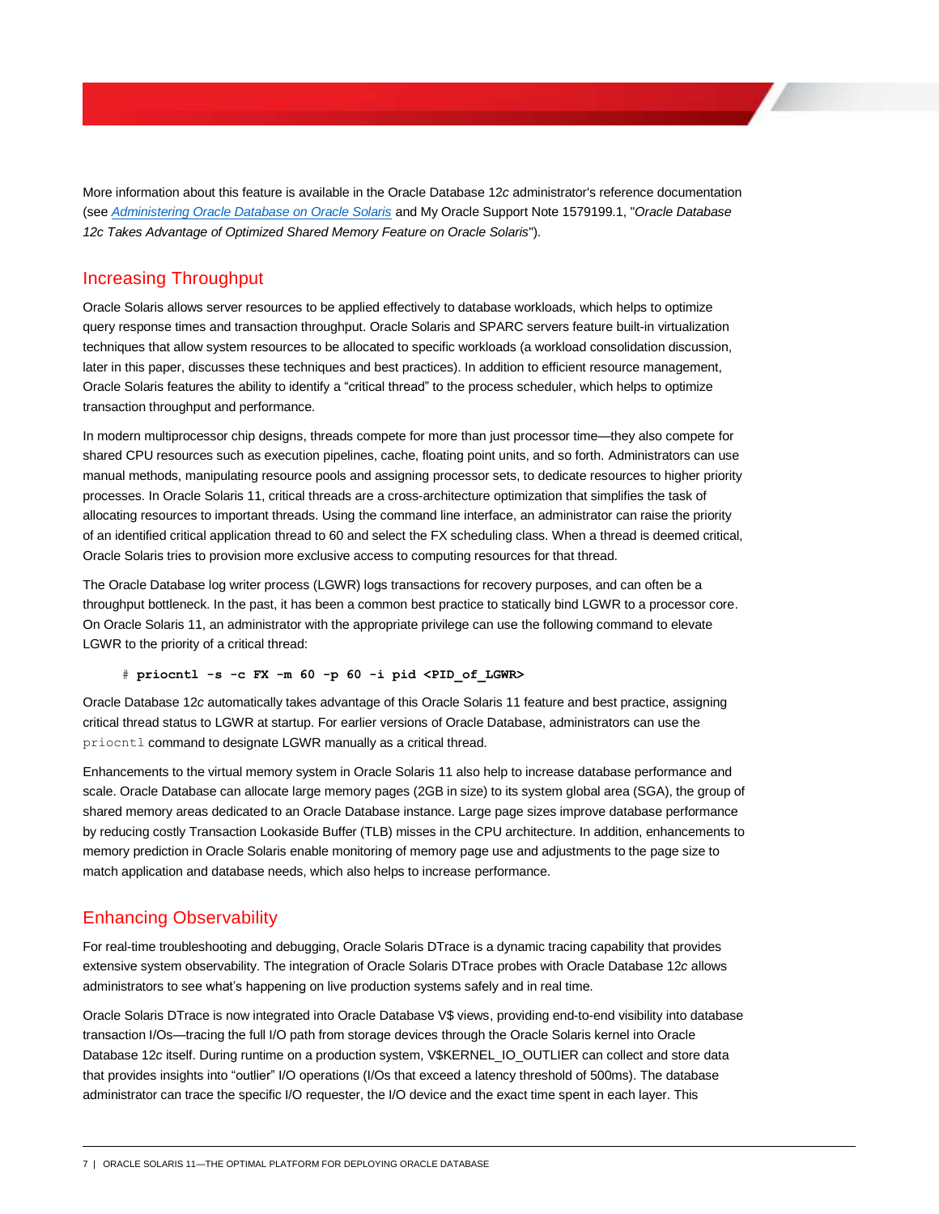More information about this feature is available in the Oracle Database 12*c* administrator's reference documentation (see [Administering Oracle Database on Oracle Solaris]() and My Oracle Support Note 1579199.1, "*Oracle Database 12c Takes Advantage of Optimized Shared Memory Feature on Oracle Solaris*").

## Increasing Throughput

Oracle Solaris allows server resources to be applied effectively to database workloads, which helps to optimize query response times and transaction throughput. Oracle Solaris and SPARC servers feature built-in virtualization techniques that allow system resources to be allocated to specific workloads (a workload consolidation discussion, later in this paper, discusses these techniques and best practices). In addition to efficient resource management, Oracle Solaris features the ability to identify a "critical thread" to the process scheduler, which helps to optimize transaction throughput and performance.

In modern multiprocessor chip designs, threads compete for more than just processor time—they also compete for shared CPU resources such as execution pipelines, cache, floating point units, and so forth. Administrators can use manual methods, manipulating resource pools and assigning processor sets, to dedicate resources to higher priority processes. In Oracle Solaris 11, critical threads are a cross-architecture optimization that simplifies the task of allocating resources to important threads. Using the command line interface, an administrator can raise the priority of an identified critical application thread to 60 and select the FX scheduling class. When a thread is deemed critical, Oracle Solaris tries to provision more exclusive access to computing resources for that thread.

The Oracle Database log writer process (LGWR) logs transactions for recovery purposes, and can often be a throughput bottleneck. In the past, it has been a common best practice to statically bind LGWR to a processor core. On Oracle Solaris 11, an administrator with the appropriate privilege can use the following command to elevate LGWR to the priority of a critical thread:

```
# priocntl -s -c FX -m 60 -p 60 -i pid <PID_of_LGWR>
```

Oracle Database 12*c* automatically takes advantage of this Oracle Solaris 11 feature and best practice, assigning critical thread status to LGWR at startup. For earlier versions of Oracle Database, administrators can use the `priocntl` command to designate LGWR manually as a critical thread.

Enhancements to the virtual memory system in Oracle Solaris 11 also help to increase database performance and scale. Oracle Database can allocate large memory pages (2GB in size) to its system global area (SGA), the group of shared memory areas dedicated to an Oracle Database instance. Large page sizes improve database performance by reducing costly Transaction Lookaside Buffer (TLB) misses in the CPU architecture. In addition, enhancements to memory prediction in Oracle Solaris enable monitoring of memory page use and adjustments to the page size to match application and database needs, which also helps to increase performance.

## Enhancing Observability

For real-time troubleshooting and debugging, Oracle Solaris DTrace is a dynamic tracing capability that provides extensive system observability. The integration of Oracle Solaris DTrace probes with Oracle Database 12*c* allows administrators to see what's happening on live production systems safely and in real time.

Oracle Solaris DTrace is now integrated into Oracle Database V$ views, providing end-to-end visibility into database transaction I/Os—tracing the full I/O path from storage devices through the Oracle Solaris kernel into Oracle Database 12*c* itself. During runtime on a production system, V$KERNEL_IO_OUTLIER can collect and store data that provides insights into "outlier" I/O operations (I/Os that exceed a latency threshold of 500ms). The database administrator can trace the specific I/O requester, the I/O device and the exact time spent in each layer. This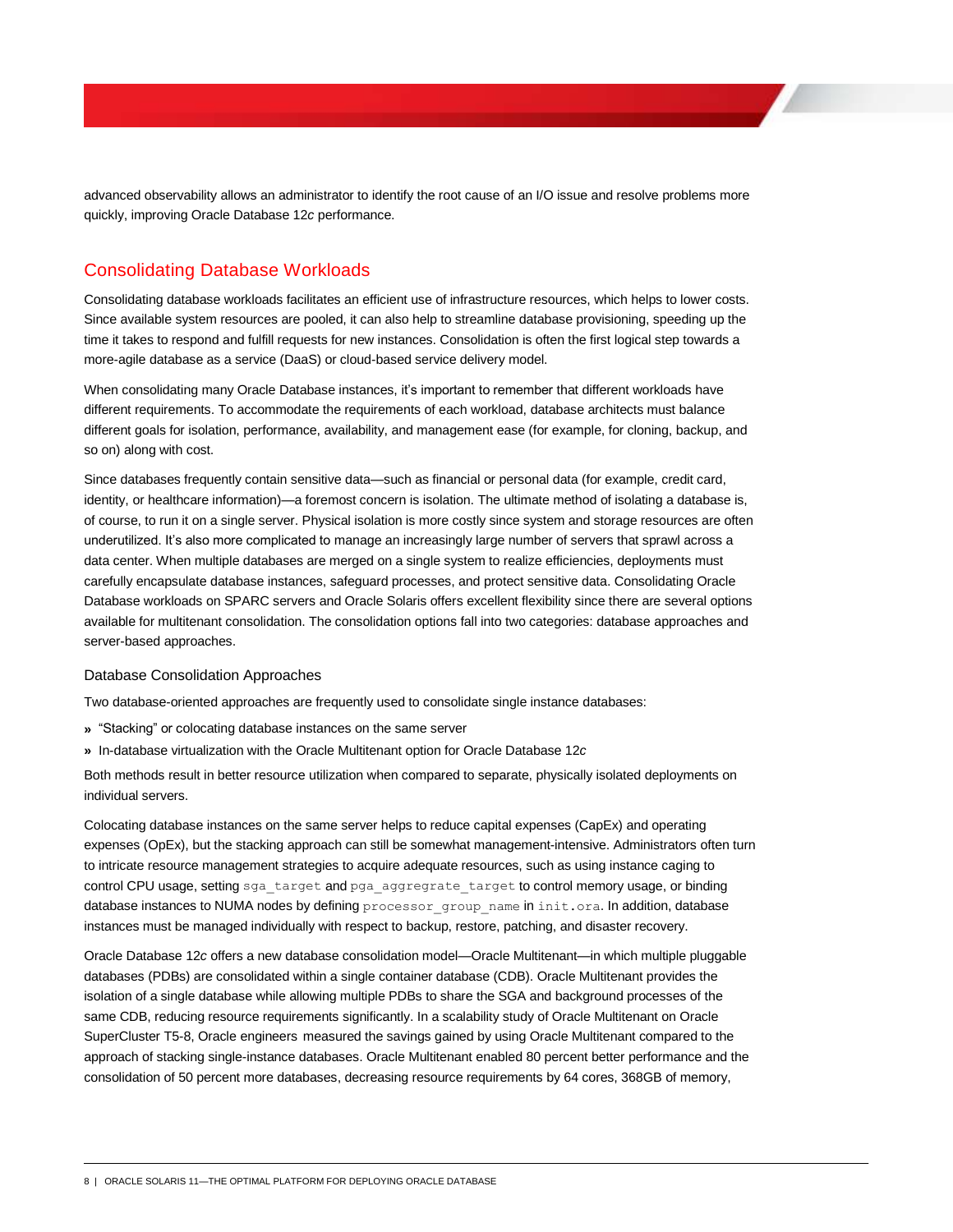advanced observability allows an administrator to identify the root cause of an I/O issue and resolve problems more quickly, improving Oracle Database 12*c* performance.

## Consolidating Database Workloads

Consolidating database workloads facilitates an efficient use of infrastructure resources, which helps to lower costs. Since available system resources are pooled, it can also help to streamline database provisioning, speeding up the time it takes to respond and fulfill requests for new instances. Consolidation is often the first logical step towards a more-agile database as a service (DaaS) or cloud-based service delivery model.

When consolidating many Oracle Database instances, it's important to remember that different workloads have different requirements. To accommodate the requirements of each workload, database architects must balance different goals for isolation, performance, availability, and management ease (for example, for cloning, backup, and so on) along with cost.

Since databases frequently contain sensitive data—such as financial or personal data (for example, credit card, identity, or healthcare information)—a foremost concern is isolation. The ultimate method of isolating a database is, of course, to run it on a single server. Physical isolation is more costly since system and storage resources are often underutilized. It's also more complicated to manage an increasingly large number of servers that sprawl across a data center. When multiple databases are merged on a single system to realize efficiencies, deployments must carefully encapsulate database instances, safeguard processes, and protect sensitive data. Consolidating Oracle Database workloads on SPARC servers and Oracle Solaris offers excellent flexibility since there are several options available for multitenant consolidation. The consolidation options fall into two categories: database approaches and server-based approaches.

### Database Consolidation Approaches

Two database-oriented approaches are frequently used to consolidate single instance databases:

- "Stacking" or colocating database instances on the same server
- In-database virtualization with the Oracle Multitenant option for Oracle Database 12*c*

Both methods result in better resource utilization when compared to separate, physically isolated deployments on individual servers.

Colocating database instances on the same server helps to reduce capital expenses (CapEx) and operating expenses (OpEx), but the stacking approach can still be somewhat management-intensive. Administrators often turn to intricate resource management strategies to acquire adequate resources, such as using instance caging to control CPU usage, setting `sga_target` and `pga_aggregrate_target` to control memory usage, or binding database instances to NUMA nodes by defining `processor_group_name` in `init.ora`. In addition, database instances must be managed individually with respect to backup, restore, patching, and disaster recovery.

Oracle Database 12*c* offers a new database consolidation model—Oracle Multitenant—in which multiple pluggable databases (PDBs) are consolidated within a single container database (CDB). Oracle Multitenant provides the isolation of a single database while allowing multiple PDBs to share the SGA and background processes of the same CDB, reducing resource requirements significantly. In a scalability study of Oracle Multitenant on Oracle SuperCluster T5-8, Oracle engineers measured the savings gained by using Oracle Multitenant compared to the approach of stacking single-instance databases. Oracle Multitenant enabled 80 percent better performance and the consolidation of 50 percent more databases, decreasing resource requirements by 64 cores, 368GB of memory,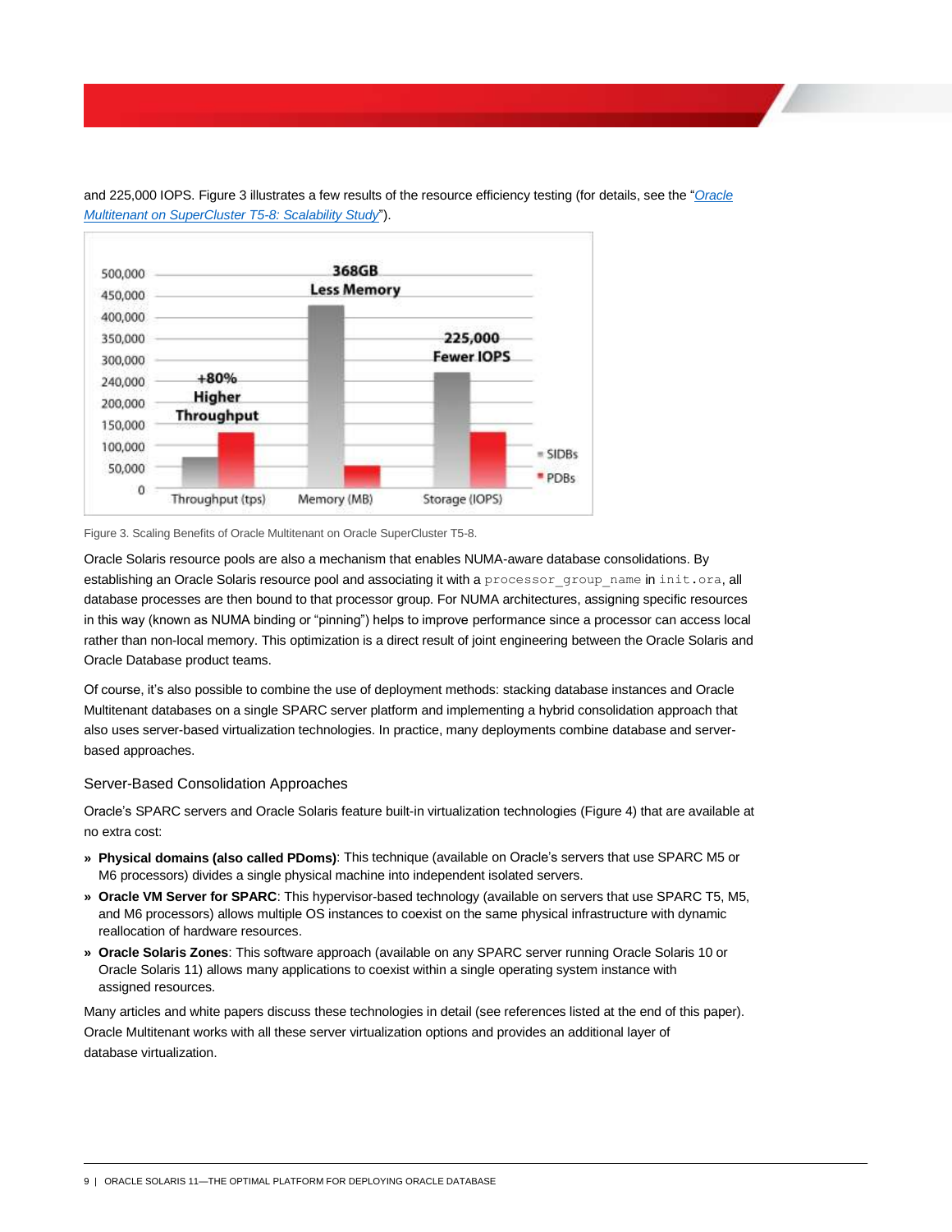and 225,000 IOPS. Figure 3 illustrates a few results of the resource efficiency testing (for details, see the "*Oracle Multitenant on SuperCluster T5-8: Scalability Study*").

Figure 3. Scaling Benefits of Oracle Multitenant on Oracle SuperCluster T5-8.

Oracle Solaris resource pools are also a mechanism that enables NUMA-aware database consolidations. By establishing an Oracle Solaris resource pool and associating it with a `processor_group_name` in `init.ora`, all database processes are then bound to that processor group. For NUMA architectures, assigning specific resources in this way (known as NUMA binding or "pinning") helps to improve performance since a processor can access local rather than non-local memory. This optimization is a direct result of joint engineering between the Oracle Solaris and Oracle Database product teams.

Of course, it's also possible to combine the use of deployment methods: stacking database instances and Oracle Multitenant databases on a single SPARC server platform and implementing a hybrid consolidation approach that also uses server-based virtualization technologies. In practice, many deployments combine database and server-based approaches.

### Server-Based Consolidation Approaches

Oracle's SPARC servers and Oracle Solaris feature built-in virtualization technologies (Figure 4) that are available at no extra cost:

- **Physical domains (also called PDoms)**: This technique (available on Oracle's servers that use SPARC M5 or M6 processors) divides a single physical machine into independent isolated servers.
- **Oracle VM Server for SPARC**: This hypervisor-based technology (available on servers that use SPARC T5, M5, and M6 processors) allows multiple OS instances to coexist on the same physical infrastructure with dynamic reallocation of hardware resources.
- **Oracle Solaris Zones**: This software approach (available on any SPARC server running Oracle Solaris 10 or Oracle Solaris 11) allows many applications to coexist within a single operating system instance with assigned resources.

Many articles and white papers discuss these technologies in detail (see references listed at the end of this paper). Oracle Multitenant works with all these server virtualization options and provides an additional layer of database virtualization.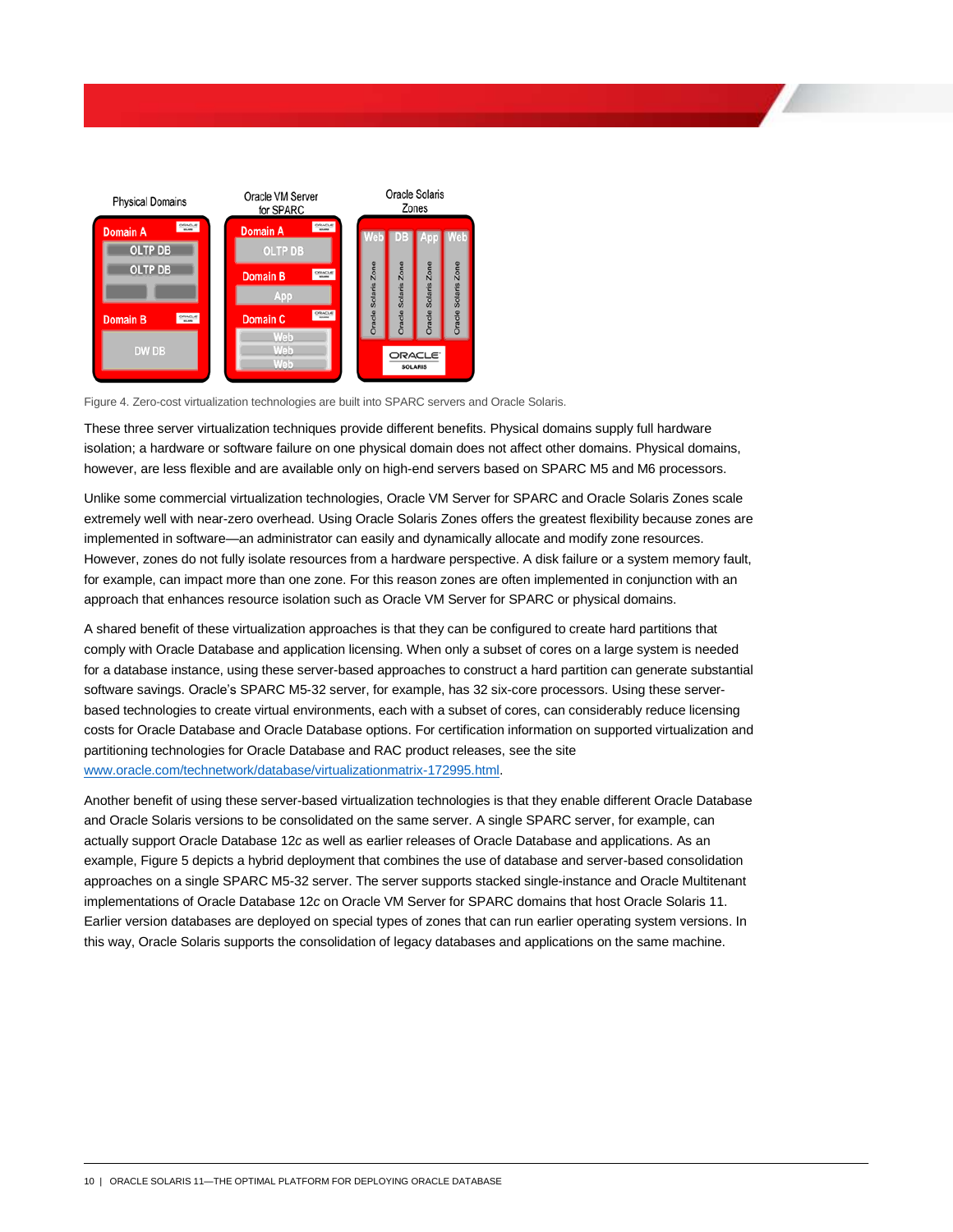Figure 4. Zero-cost virtualization technologies are built into SPARC servers and Oracle Solaris.

These three server virtualization techniques provide different benefits. Physical domains supply full hardware isolation; a hardware or software failure on one physical domain does not affect other domains. Physical domains, however, are less flexible and are available only on high-end servers based on SPARC M5 and M6 processors.

Unlike some commercial virtualization technologies, Oracle VM Server for SPARC and Oracle Solaris Zones scale extremely well with near-zero overhead. Using Oracle Solaris Zones offers the greatest flexibility because zones are implemented in software—an administrator can easily and dynamically allocate and modify zone resources. However, zones do not fully isolate resources from a hardware perspective. A disk failure or a system memory fault, for example, can impact more than one zone. For this reason zones are often implemented in conjunction with an approach that enhances resource isolation such as Oracle VM Server for SPARC or physical domains.

A shared benefit of these virtualization approaches is that they can be configured to create hard partitions that comply with Oracle Database and application licensing. When only a subset of cores on a large system is needed for a database instance, using these server-based approaches to construct a hard partition can generate substantial software savings. Oracle's SPARC M5-32 server, for example, has 32 six-core processors. Using these server-based technologies to create virtual environments, each with a subset of cores, can considerably reduce licensing costs for Oracle Database and Oracle Database options. For certification information on supported virtualization and partitioning technologies for Oracle Database and RAC product releases, see the site www.oracle.com/technetwork/database/virtualizationmatrix-172995.html.

Another benefit of using these server-based virtualization technologies is that they enable different Oracle Database and Oracle Solaris versions to be consolidated on the same server. A single SPARC server, for example, can actually support Oracle Database 12*c* as well as earlier releases of Oracle Database and applications. As an example, Figure 5 depicts a hybrid deployment that combines the use of database and server-based consolidation approaches on a single SPARC M5-32 server. The server supports stacked single-instance and Oracle Multitenant implementations of Oracle Database 12*c* on Oracle VM Server for SPARC domains that host Oracle Solaris 11. Earlier version databases are deployed on special types of zones that can run earlier operating system versions. In this way, Oracle Solaris supports the consolidation of legacy databases and applications on the same machine.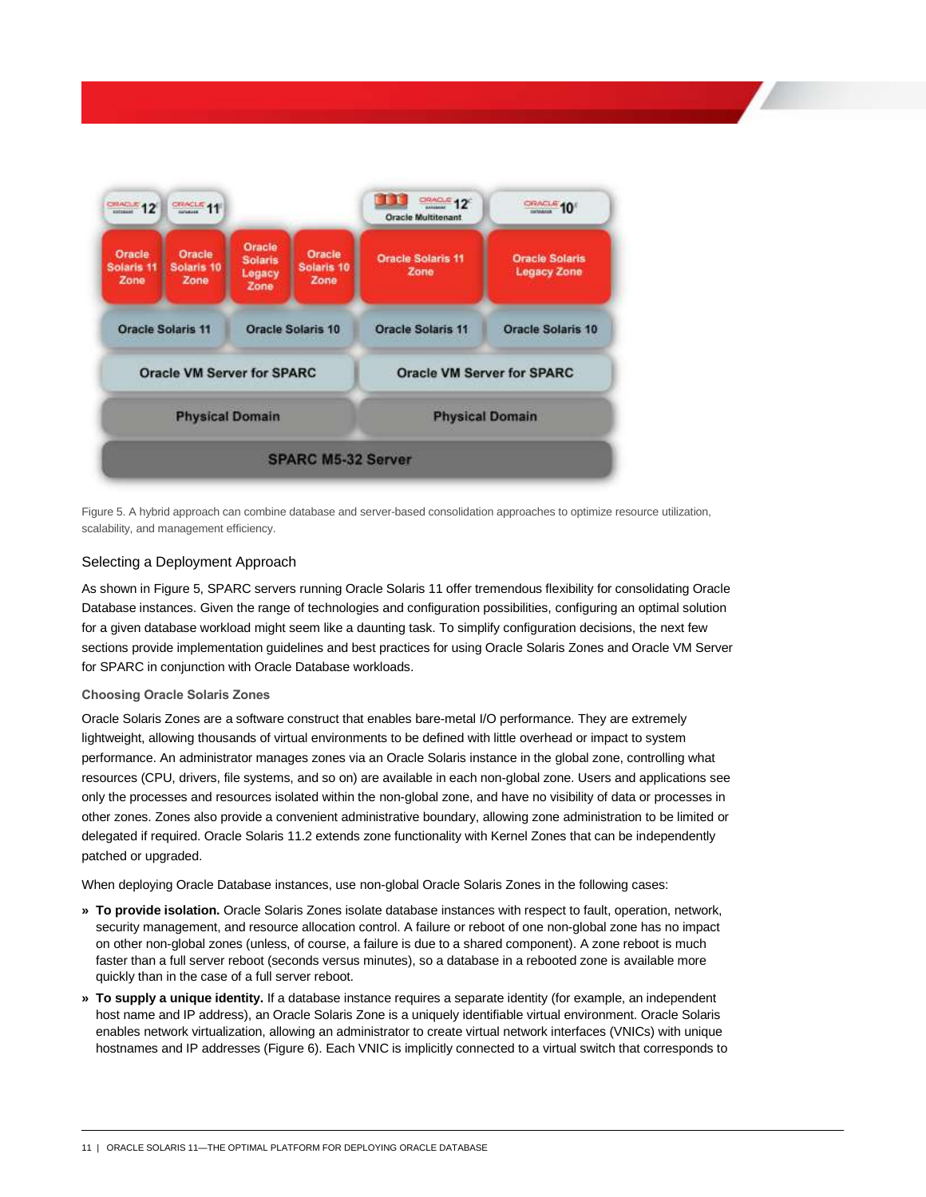Figure 5. A hybrid approach can combine database and server-based consolidation approaches to optimize resource utilization, scalability, and management efficiency.

## Selecting a Deployment Approach

As shown in Figure 5, SPARC servers running Oracle Solaris 11 offer tremendous flexibility for consolidating Oracle Database instances. Given the range of technologies and configuration possibilities, configuring an optimal solution for a given database workload might seem like a daunting task. To simplify configuration decisions, the next few sections provide implementation guidelines and best practices for using Oracle Solaris Zones and Oracle VM Server for SPARC in conjunction with Oracle Database workloads.

### Choosing Oracle Solaris Zones

Oracle Solaris Zones are a software construct that enables bare-metal I/O performance. They are extremely lightweight, allowing thousands of virtual environments to be defined with little overhead or impact to system performance. An administrator manages zones via an Oracle Solaris instance in the global zone, controlling what resources (CPU, drivers, file systems, and so on) are available in each non-global zone. Users and applications see only the processes and resources isolated within the non-global zone, and have no visibility of data or processes in other zones. Zones also provide a convenient administrative boundary, allowing zone administration to be limited or delegated if required. Oracle Solaris 11.2 extends zone functionality with Kernel Zones that can be independently patched or upgraded.

When deploying Oracle Database instances, use non-global Oracle Solaris Zones in the following cases:

- **To provide isolation.** Oracle Solaris Zones isolate database instances with respect to fault, operation, network, security management, and resource allocation control. A failure or reboot of one non-global zone has no impact on other non-global zones (unless, of course, a failure is due to a shared component). A zone reboot is much faster than a full server reboot (seconds versus minutes), so a database in a rebooted zone is available more quickly than in the case of a full server reboot.
- **To supply a unique identity.** If a database instance requires a separate identity (for example, an independent host name and IP address), an Oracle Solaris Zone is a uniquely identifiable virtual environment. Oracle Solaris enables network virtualization, allowing an administrator to create virtual network interfaces (VNICs) with unique hostnames and IP addresses (Figure 6). Each VNIC is implicitly connected to a virtual switch that corresponds to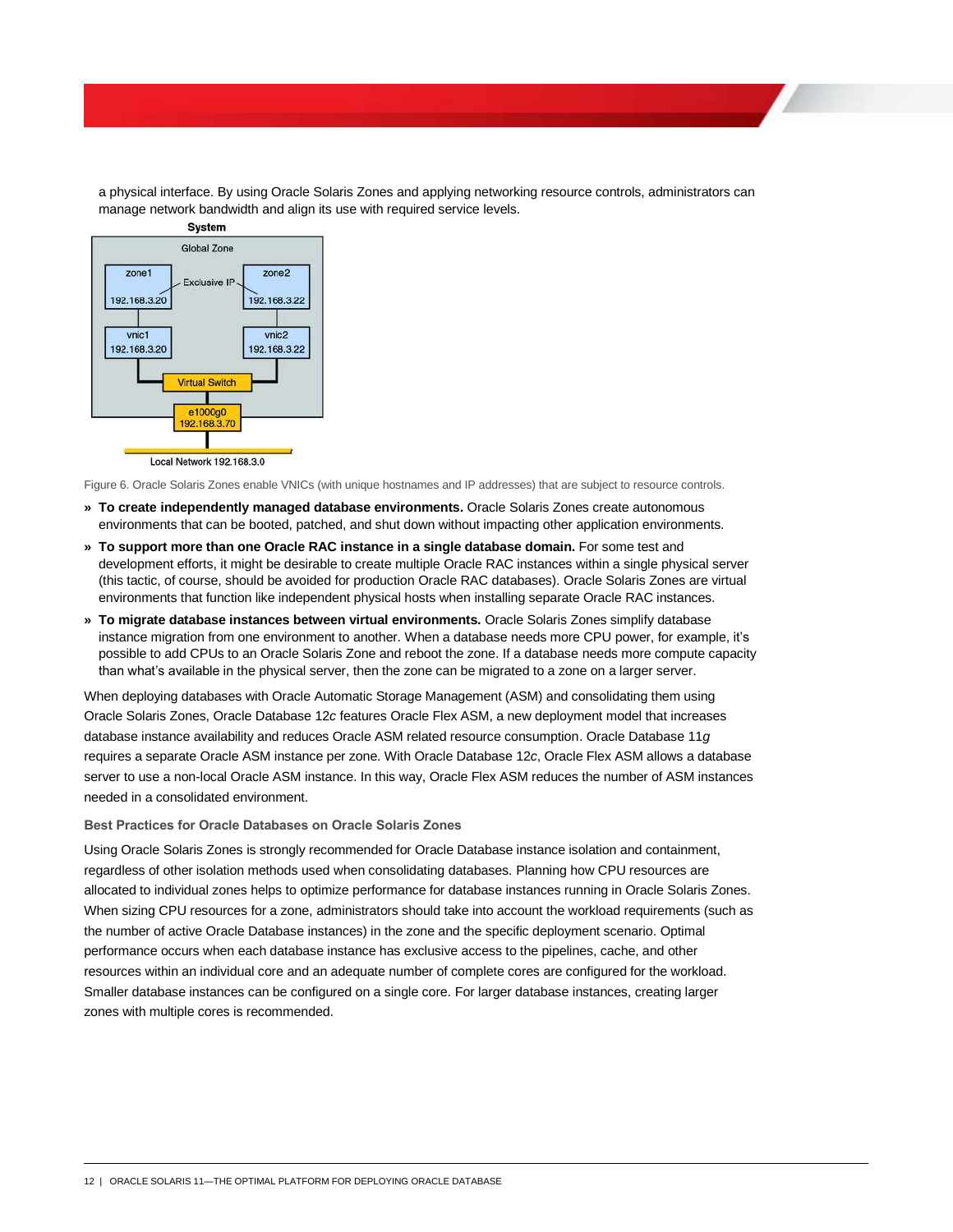a physical interface. By using Oracle Solaris Zones and applying networking resource controls, administrators can manage network bandwidth and align its use with required service levels.

Figure 6. Oracle Solaris Zones enable VNICs (with unique hostnames and IP addresses) that are subject to resource controls.

- **To create independently managed database environments.** Oracle Solaris Zones create autonomous environments that can be booted, patched, and shut down without impacting other application environments.
- **To support more than one Oracle RAC instance in a single database domain.** For some test and development efforts, it might be desirable to create multiple Oracle RAC instances within a single physical server (this tactic, of course, should be avoided for production Oracle RAC databases). Oracle Solaris Zones are virtual environments that function like independent physical hosts when installing separate Oracle RAC instances.
- **To migrate database instances between virtual environments.** Oracle Solaris Zones simplify database instance migration from one environment to another. When a database needs more CPU power, for example, it's possible to add CPUs to an Oracle Solaris Zone and reboot the zone. If a database needs more compute capacity than what's available in the physical server, then the zone can be migrated to a zone on a larger server.

When deploying databases with Oracle Automatic Storage Management (ASM) and consolidating them using Oracle Solaris Zones, Oracle Database 12*c* features Oracle Flex ASM, a new deployment model that increases database instance availability and reduces Oracle ASM related resource consumption. Oracle Database 11*g* requires a separate Oracle ASM instance per zone. With Oracle Database 12*c*, Oracle Flex ASM allows a database server to use a non-local Oracle ASM instance. In this way, Oracle Flex ASM reduces the number of ASM instances needed in a consolidated environment.

### Best Practices for Oracle Databases on Oracle Solaris Zones

Using Oracle Solaris Zones is strongly recommended for Oracle Database instance isolation and containment, regardless of other isolation methods used when consolidating databases. Planning how CPU resources are allocated to individual zones helps to optimize performance for database instances running in Oracle Solaris Zones. When sizing CPU resources for a zone, administrators should take into account the workload requirements (such as the number of active Oracle Database instances) in the zone and the specific deployment scenario. Optimal performance occurs when each database instance has exclusive access to the pipelines, cache, and other resources within an individual core and an adequate number of complete cores are configured for the workload. Smaller database instances can be configured on a single core. For larger database instances, creating larger zones with multiple cores is recommended.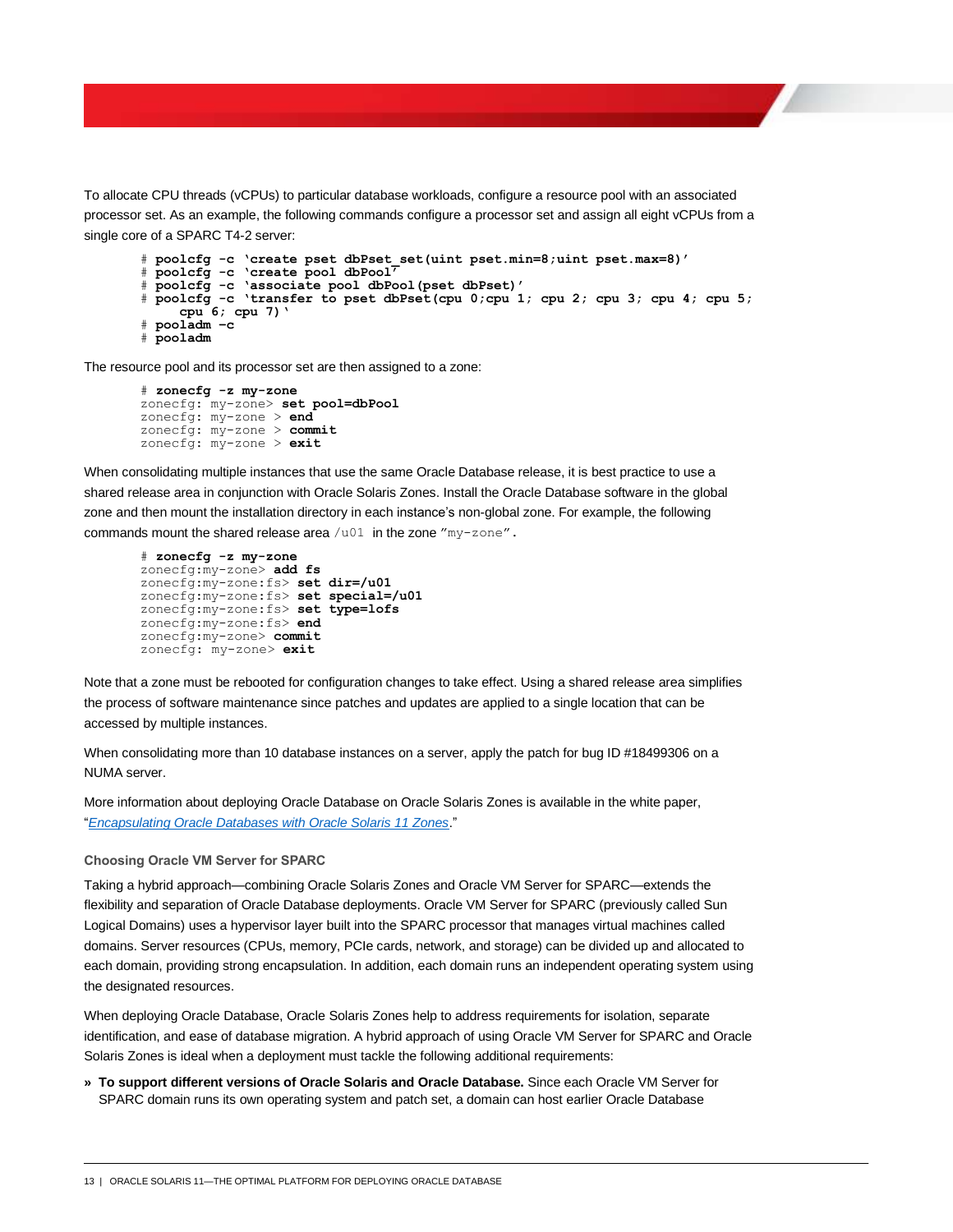To allocate CPU threads (vCPUs) to particular database workloads, configure a resource pool with an associated processor set. As an example, the following commands configure a processor set and assign all eight vCPUs from a single core of a SPARC T4-2 server:

```
# poolcfg -c 'create pset dbPset_set(uint pset.min=8;uint pset.max=8)'
# poolcfg -c 'create pool dbPool'
# poolcfg -c 'associate pool dbPool(pset dbPset)'
# poolcfg -c 'transfer to pset dbPset(cpu 0;cpu 1; cpu 2; cpu 3; cpu 4; cpu 5;
    cpu 6; cpu 7)'
# pooladm -c
# pooladm
```

The resource pool and its processor set are then assigned to a zone:

```
# zonecfg -z my-zone
zonecfg: my-zone> set pool=dbPool
zonecfg: my-zone > end
zonecfg: my-zone > commit
zonecfg: my-zone > exit
```

When consolidating multiple instances that use the same Oracle Database release, it is best practice to use a shared release area in conjunction with Oracle Solaris Zones. Install the Oracle Database software in the global zone and then mount the installation directory in each instance's non-global zone. For example, the following commands mount the shared release area `/u01` in the zone "`my-zone`".

```
# zonecfg -z my-zone
zonecfg:my-zone> add fs
zonecfg:my-zone:fs> set dir=/u01
zonecfg:my-zone:fs> set special=/u01
zonecfg:my-zone:fs> set type=lofs
zonecfg:my-zone:fs> end
zonecfg:my-zone> commit
zonecfg: my-zone> exit
```

Note that a zone must be rebooted for configuration changes to take effect. Using a shared release area simplifies the process of software maintenance since patches and updates are applied to a single location that can be accessed by multiple instances.

When consolidating more than 10 database instances on a server, apply the patch for bug ID #18499306 on a NUMA server.

More information about deploying Oracle Database on Oracle Solaris Zones is available in the white paper, "*Encapsulating Oracle Databases with Oracle Solaris 11 Zones*."

### Choosing Oracle VM Server for SPARC

Taking a hybrid approach—combining Oracle Solaris Zones and Oracle VM Server for SPARC—extends the flexibility and separation of Oracle Database deployments. Oracle VM Server for SPARC (previously called Sun Logical Domains) uses a hypervisor layer built into the SPARC processor that manages virtual machines called domains. Server resources (CPUs, memory, PCIe cards, network, and storage) can be divided up and allocated to each domain, providing strong encapsulation. In addition, each domain runs an independent operating system using the designated resources.

When deploying Oracle Database, Oracle Solaris Zones help to address requirements for isolation, separate identification, and ease of database migration. A hybrid approach of using Oracle VM Server for SPARC and Oracle Solaris Zones is ideal when a deployment must tackle the following additional requirements:

- **To support different versions of Oracle Solaris and Oracle Database.** Since each Oracle VM Server for SPARC domain runs its own operating system and patch set, a domain can host earlier Oracle Database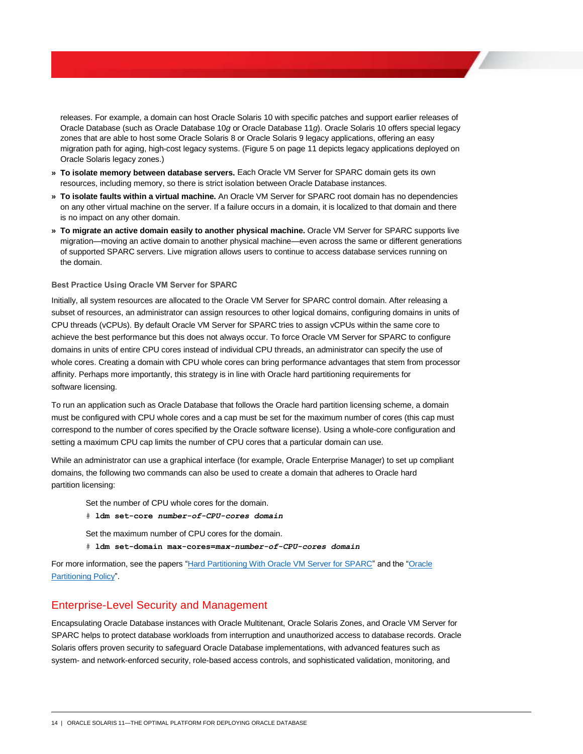releases. For example, a domain can host Oracle Solaris 10 with specific patches and support earlier releases of Oracle Database (such as Oracle Database 10*g* or Oracle Database 11*g*). Oracle Solaris 10 offers special legacy zones that are able to host some Oracle Solaris 8 or Oracle Solaris 9 legacy applications, offering an easy migration path for aging, high-cost legacy systems. (Figure 5 on page 11 depicts legacy applications deployed on Oracle Solaris legacy zones.)

» **To isolate memory between database servers.** Each Oracle VM Server for SPARC domain gets its own resources, including memory, so there is strict isolation between Oracle Database instances.

» **To isolate faults within a virtual machine.** An Oracle VM Server for SPARC root domain has no dependencies on any other virtual machine on the server. If a failure occurs in a domain, it is localized to that domain and there is no impact on any other domain.

» **To migrate an active domain easily to another physical machine.** Oracle VM Server for SPARC supports live migration—moving an active domain to another physical machine—even across the same or different generations of supported SPARC servers. Live migration allows users to continue to access database services running on the domain.

### Best Practice Using Oracle VM Server for SPARC

Initially, all system resources are allocated to the Oracle VM Server for SPARC control domain. After releasing a subset of resources, an administrator can assign resources to other logical domains, configuring domains in units of CPU threads (vCPUs). By default Oracle VM Server for SPARC tries to assign vCPUs within the same core to achieve the best performance but this does not always occur. To force Oracle VM Server for SPARC to configure domains in units of entire CPU cores instead of individual CPU threads, an administrator can specify the use of whole cores. Creating a domain with CPU whole cores can bring performance advantages that stem from processor affinity. Perhaps more importantly, this strategy is in line with Oracle hard partitioning requirements for software licensing.

To run an application such as Oracle Database that follows the Oracle hard partition licensing scheme, a domain must be configured with CPU whole cores and a cap must be set for the maximum number of cores (this cap must correspond to the number of cores specified by the Oracle software license). Using a whole-core configuration and setting a maximum CPU cap limits the number of CPU cores that a particular domain can use.

While an administrator can use a graphical interface (for example, Oracle Enterprise Manager) to set up compliant domains, the following two commands can also be used to create a domain that adheres to Oracle hard partition licensing:

Set the number of CPU whole cores for the domain.

```
# ldm set-core number-of-CPU-cores domain
```

Set the maximum number of CPU cores for the domain.

```
# ldm set-domain max-cores=max-number-of-CPU-cores domain
```

For more information, see the papers "Hard Partitioning With Oracle VM Server for SPARC" and the "Oracle Partitioning Policy".

## Enterprise-Level Security and Management

Encapsulating Oracle Database instances with Oracle Multitenant, Oracle Solaris Zones, and Oracle VM Server for SPARC helps to protect database workloads from interruption and unauthorized access to database records. Oracle Solaris offers proven security to safeguard Oracle Database implementations, with advanced features such as system- and network-enforced security, role-based access controls, and sophisticated validation, monitoring, and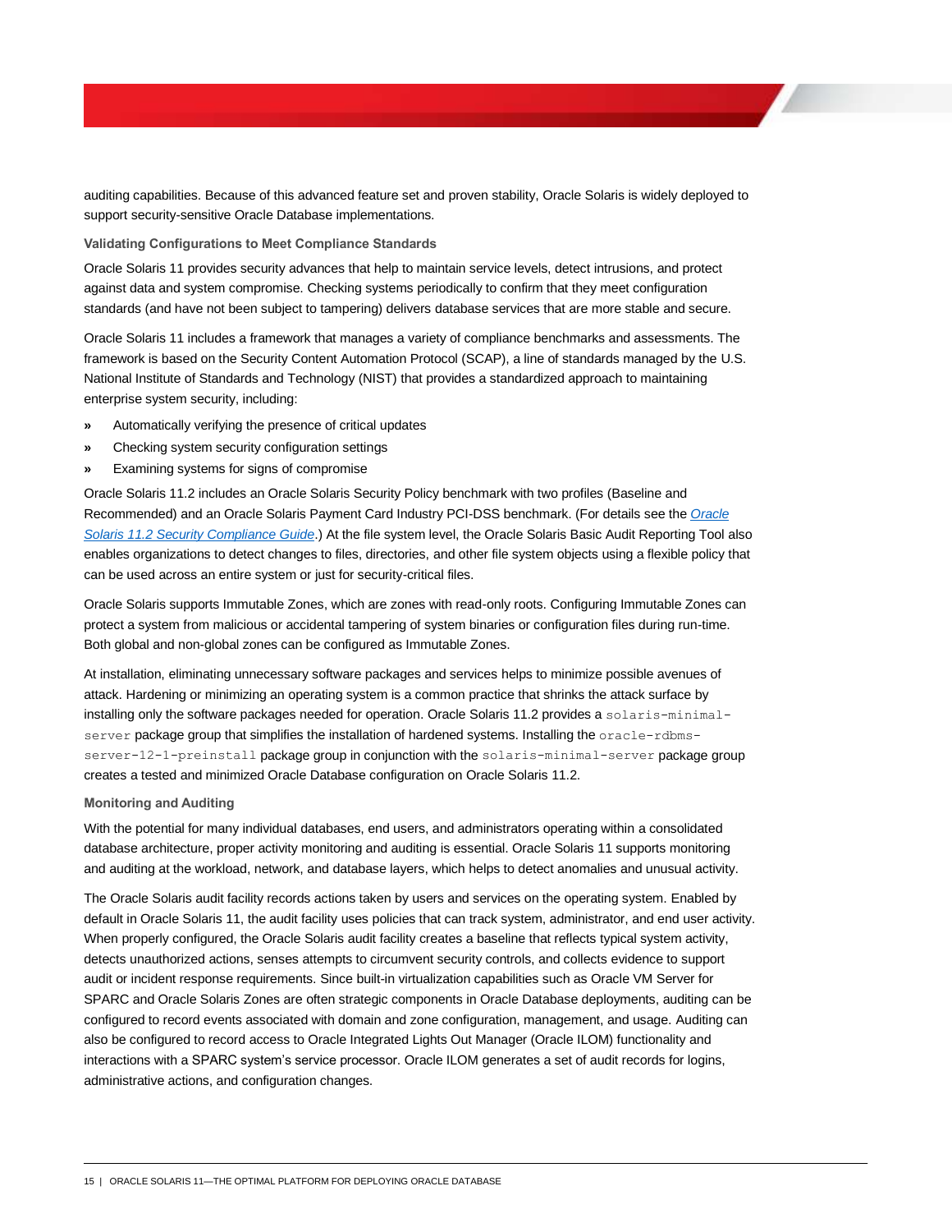auditing capabilities. Because of this advanced feature set and proven stability, Oracle Solaris is widely deployed to support security-sensitive Oracle Database implementations.

### Validating Configurations to Meet Compliance Standards

Oracle Solaris 11 provides security advances that help to maintain service levels, detect intrusions, and protect against data and system compromise. Checking systems periodically to confirm that they meet configuration standards (and have not been subject to tampering) delivers database services that are more stable and secure.

Oracle Solaris 11 includes a framework that manages a variety of compliance benchmarks and assessments. The framework is based on the Security Content Automation Protocol (SCAP), a line of standards managed by the U.S. National Institute of Standards and Technology (NIST) that provides a standardized approach to maintaining enterprise system security, including:

- Automatically verifying the presence of critical updates
- Checking system security configuration settings
- Examining systems for signs of compromise

Oracle Solaris 11.2 includes an Oracle Solaris Security Policy benchmark with two profiles (Baseline and Recommended) and an Oracle Solaris Payment Card Industry PCI-DSS benchmark. (For details see the *Oracle Solaris 11.2 Security Compliance Guide*.) At the file system level, the Oracle Solaris Basic Audit Reporting Tool also enables organizations to detect changes to files, directories, and other file system objects using a flexible policy that can be used across an entire system or just for security-critical files.

Oracle Solaris supports Immutable Zones, which are zones with read-only roots. Configuring Immutable Zones can protect a system from malicious or accidental tampering of system binaries or configuration files during run-time. Both global and non-global zones can be configured as Immutable Zones.

At installation, eliminating unnecessary software packages and services helps to minimize possible avenues of attack. Hardening or minimizing an operating system is a common practice that shrinks the attack surface by installing only the software packages needed for operation. Oracle Solaris 11.2 provides a `solaris-minimal-server` package group that simplifies the installation of hardened systems. Installing the `oracle-rdbms-server-12-1-preinstall` package group in conjunction with the `solaris-minimal-server` package group creates a tested and minimized Oracle Database configuration on Oracle Solaris 11.2.

### Monitoring and Auditing

With the potential for many individual databases, end users, and administrators operating within a consolidated database architecture, proper activity monitoring and auditing is essential. Oracle Solaris 11 supports monitoring and auditing at the workload, network, and database layers, which helps to detect anomalies and unusual activity.

The Oracle Solaris audit facility records actions taken by users and services on the operating system. Enabled by default in Oracle Solaris 11, the audit facility uses policies that can track system, administrator, and end user activity. When properly configured, the Oracle Solaris audit facility creates a baseline that reflects typical system activity, detects unauthorized actions, senses attempts to circumvent security controls, and collects evidence to support audit or incident response requirements. Since built-in virtualization capabilities such as Oracle VM Server for SPARC and Oracle Solaris Zones are often strategic components in Oracle Database deployments, auditing can be configured to record events associated with domain and zone configuration, management, and usage. Auditing can also be configured to record access to Oracle Integrated Lights Out Manager (Oracle ILOM) functionality and interactions with a SPARC system's service processor. Oracle ILOM generates a set of audit records for logins, administrative actions, and configuration changes.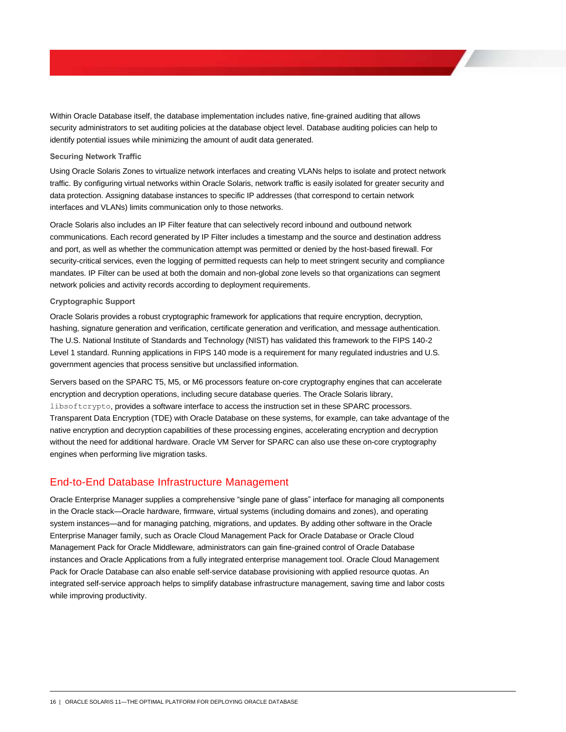Within Oracle Database itself, the database implementation includes native, fine-grained auditing that allows security administrators to set auditing policies at the database object level. Database auditing policies can help to identify potential issues while minimizing the amount of audit data generated.

### Securing Network Traffic

Using Oracle Solaris Zones to virtualize network interfaces and creating VLANs helps to isolate and protect network traffic. By configuring virtual networks within Oracle Solaris, network traffic is easily isolated for greater security and data protection. Assigning database instances to specific IP addresses (that correspond to certain network interfaces and VLANs) limits communication only to those networks.

Oracle Solaris also includes an IP Filter feature that can selectively record inbound and outbound network communications. Each record generated by IP Filter includes a timestamp and the source and destination address and port, as well as whether the communication attempt was permitted or denied by the host-based firewall. For security-critical services, even the logging of permitted requests can help to meet stringent security and compliance mandates. IP Filter can be used at both the domain and non-global zone levels so that organizations can segment network policies and activity records according to deployment requirements.

### Cryptographic Support

Oracle Solaris provides a robust cryptographic framework for applications that require encryption, decryption, hashing, signature generation and verification, certificate generation and verification, and message authentication. The U.S. National Institute of Standards and Technology (NIST) has validated this framework to the FIPS 140-2 Level 1 standard. Running applications in FIPS 140 mode is a requirement for many regulated industries and U.S. government agencies that process sensitive but unclassified information.

Servers based on the SPARC T5, M5, or M6 processors feature on-core cryptography engines that can accelerate encryption and decryption operations, including secure database queries. The Oracle Solaris library, `libsoftcrypto`, provides a software interface to access the instruction set in these SPARC processors. Transparent Data Encryption (TDE) with Oracle Database on these systems, for example, can take advantage of the native encryption and decryption capabilities of these processing engines, accelerating encryption and decryption without the need for additional hardware. Oracle VM Server for SPARC can also use these on-core cryptography engines when performing live migration tasks.

## End-to-End Database Infrastructure Management

Oracle Enterprise Manager supplies a comprehensive “single pane of glass” interface for managing all components in the Oracle stack—Oracle hardware, firmware, virtual systems (including domains and zones), and operating system instances—and for managing patching, migrations, and updates. By adding other software in the Oracle Enterprise Manager family, such as Oracle Cloud Management Pack for Oracle Database or Oracle Cloud Management Pack for Oracle Middleware, administrators can gain fine-grained control of Oracle Database instances and Oracle Applications from a fully integrated enterprise management tool. Oracle Cloud Management Pack for Oracle Database can also enable self-service database provisioning with applied resource quotas. An integrated self-service approach helps to simplify database infrastructure management, saving time and labor costs while improving productivity.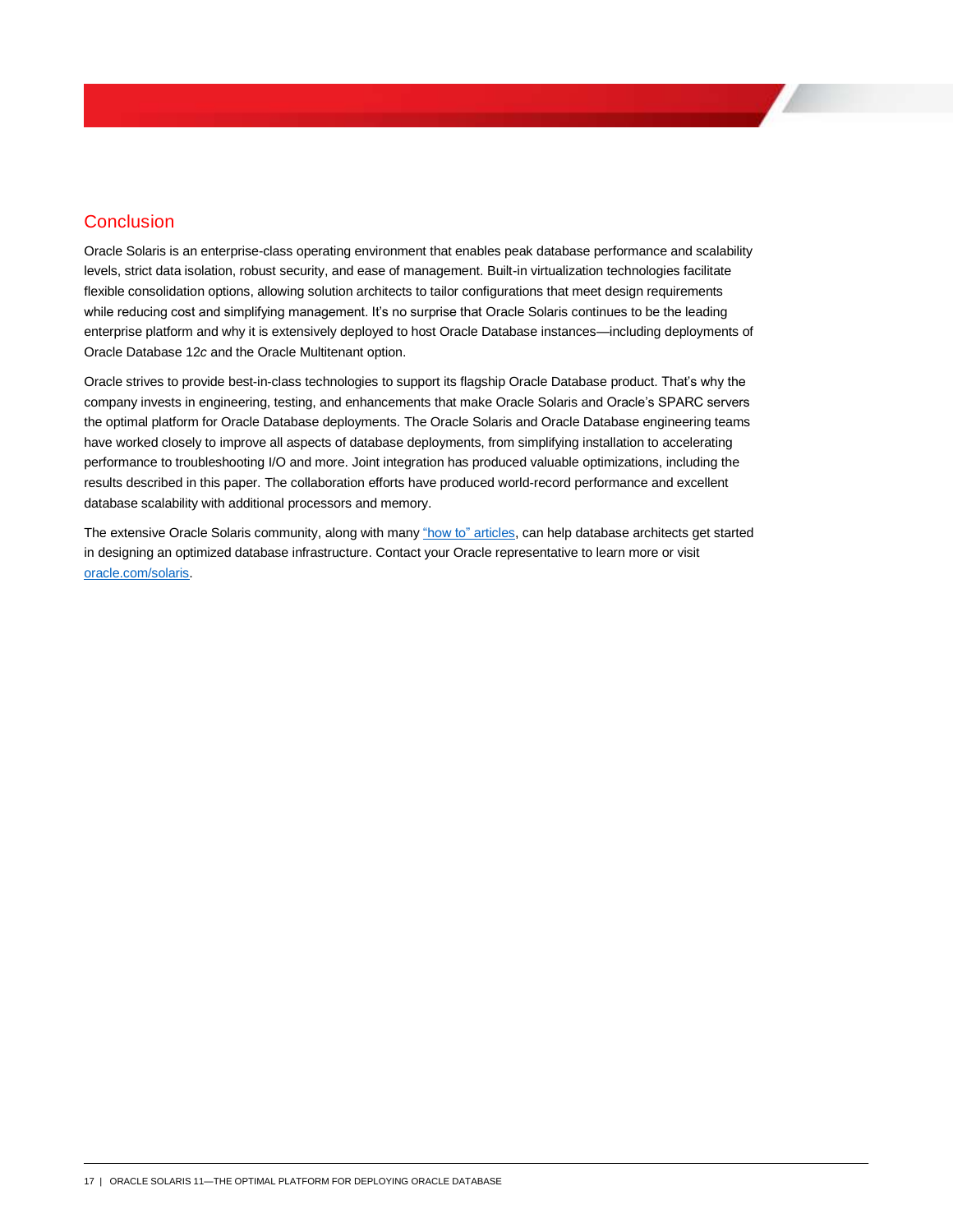## Conclusion

Oracle Solaris is an enterprise-class operating environment that enables peak database performance and scalability levels, strict data isolation, robust security, and ease of management. Built-in virtualization technologies facilitate flexible consolidation options, allowing solution architects to tailor configurations that meet design requirements while reducing cost and simplifying management. It's no surprise that Oracle Solaris continues to be the leading enterprise platform and why it is extensively deployed to host Oracle Database instances—including deployments of Oracle Database 12*c* and the Oracle Multitenant option.

Oracle strives to provide best-in-class technologies to support its flagship Oracle Database product. That's why the company invests in engineering, testing, and enhancements that make Oracle Solaris and Oracle's SPARC servers the optimal platform for Oracle Database deployments. The Oracle Solaris and Oracle Database engineering teams have worked closely to improve all aspects of database deployments, from simplifying installation to accelerating performance to troubleshooting I/O and more. Joint integration has produced valuable optimizations, including the results described in this paper. The collaboration efforts have produced world-record performance and excellent database scalability with additional processors and memory.

The extensive Oracle Solaris community, along with many "how to" articles, can help database architects get started in designing an optimized database infrastructure. Contact your Oracle representative to learn more or visit oracle.com/solaris.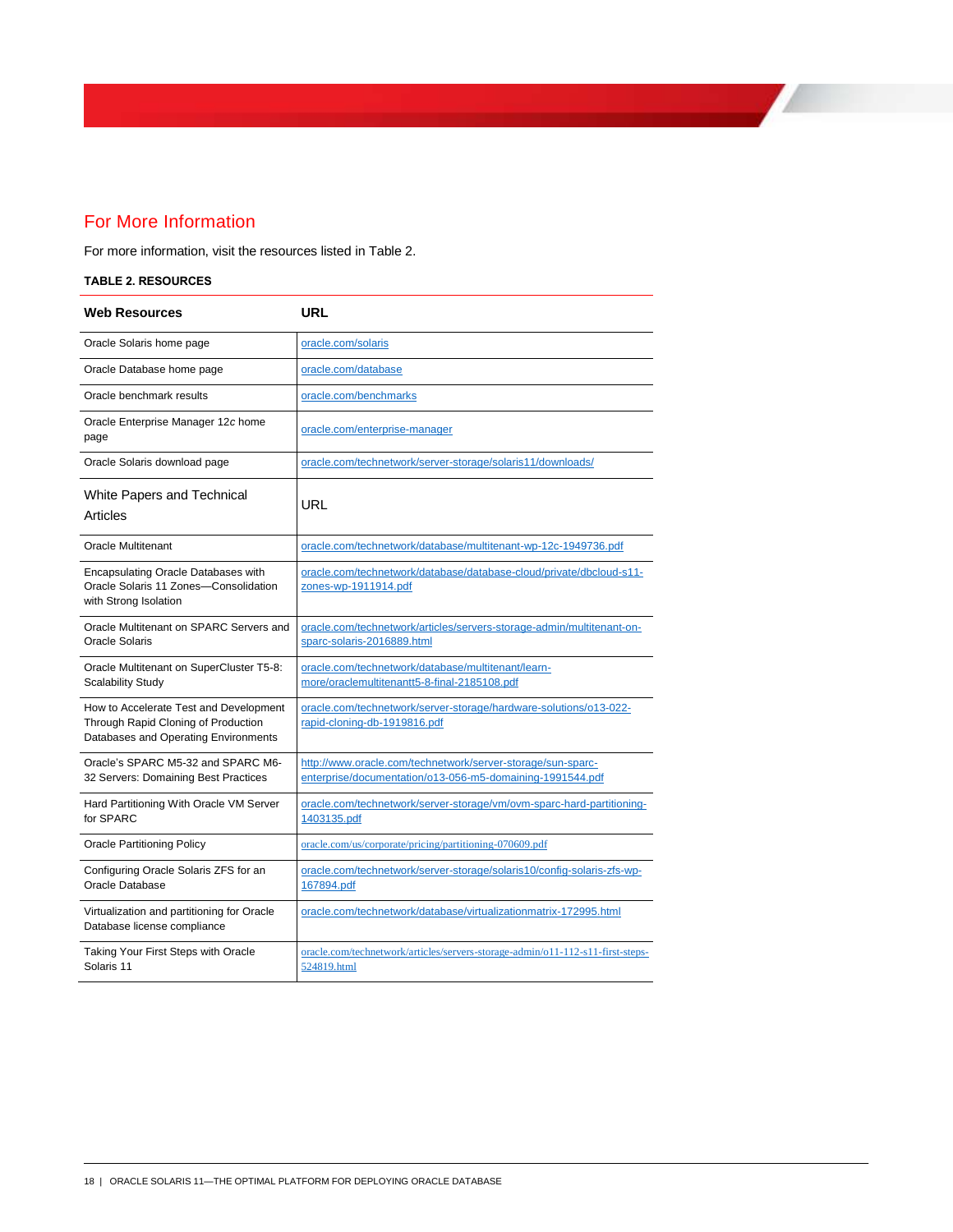## For More Information

For more information, visit the resources listed in Table 2.

**TABLE 2. RESOURCES**

| Web Resources | URL |
|---|---|
| Oracle Solaris home page | oracle.com/solaris |
| Oracle Database home page | oracle.com/database |
| Oracle benchmark results | oracle.com/benchmarks |
| Oracle Enterprise Manager 12c home page | oracle.com/enterprise-manager |
| Oracle Solaris download page | oracle.com/technetwork/server-storage/solaris11/downloads/ |
| White Papers and Technical Articles | URL |
| Oracle Multitenant | oracle.com/technetwork/database/multitenant-wp-12c-1949736.pdf |
| Encapsulating Oracle Databases with Oracle Solaris 11 Zones—Consolidation with Strong Isolation | oracle.com/technetwork/database/database-cloud/private/dbcloud-s11-zones-wp-1911914.pdf |
| Oracle Multitenant on SPARC Servers and Oracle Solaris | oracle.com/technetwork/articles/servers-storage-admin/multitenant-on-sparc-solaris-2016889.html |
| Oracle Multitenant on SuperCluster T5-8: Scalability Study | oracle.com/technetwork/database/multitenant/learn-more/oraclemultitenantt5-8-final-2185108.pdf |
| How to Accelerate Test and Development Through Rapid Cloning of Production Databases and Operating Environments | oracle.com/technetwork/server-storage/hardware-solutions/o13-022-rapid-cloning-db-1919816.pdf |
| Oracle's SPARC M5-32 and SPARC M6-32 Servers: Domaining Best Practices | http://www.oracle.com/technetwork/server-storage/sun-sparc-enterprise/documentation/o13-056-m5-domaining-1991544.pdf |
| Hard Partitioning With Oracle VM Server for SPARC | oracle.com/technetwork/server-storage/vm/ovm-sparc-hard-partitioning-1403135.pdf |
| Oracle Partitioning Policy | oracle.com/us/corporate/pricing/partitioning-070609.pdf |
| Configuring Oracle Solaris ZFS for an Oracle Database | oracle.com/technetwork/server-storage/solaris10/config-solaris-zfs-wp-167894.pdf |
| Virtualization and partitioning for Oracle Database license compliance | oracle.com/technetwork/database/virtualizationmatrix-172995.html |
| Taking Your First Steps with Oracle Solaris 11 | oracle.com/technetwork/articles/servers-storage-admin/o11-112-s11-first-steps-524819.html |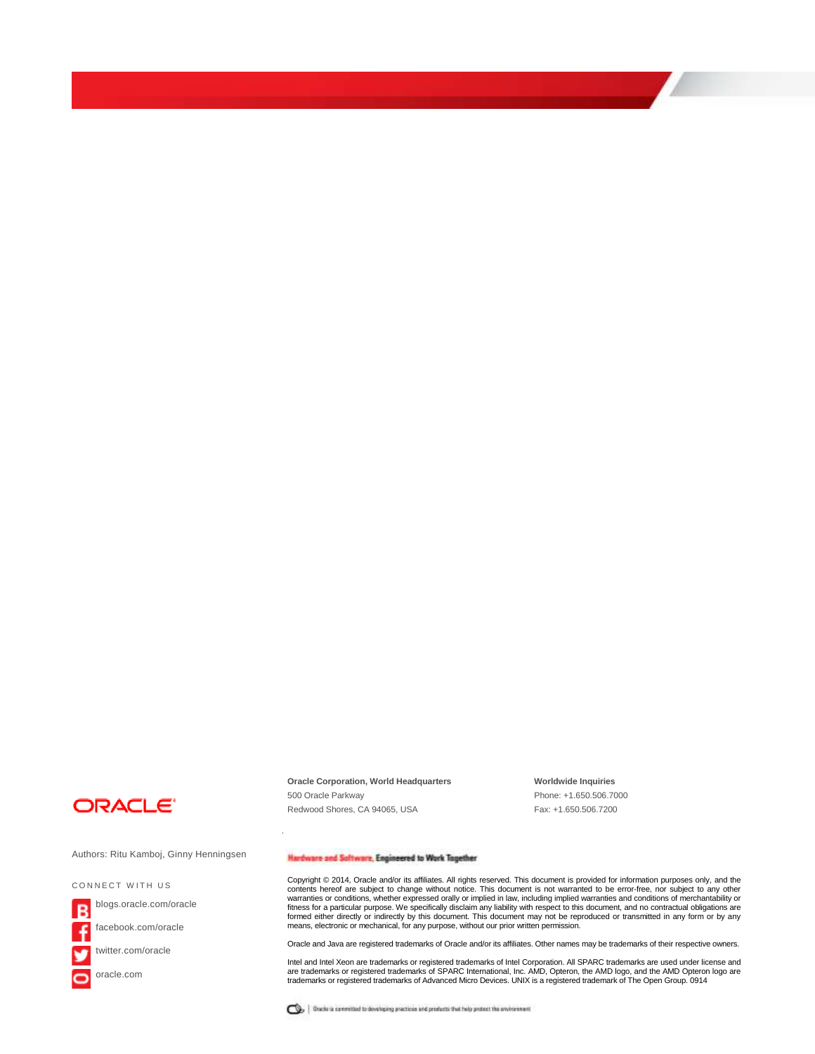ORACLE

**Oracle Corporation, World Headquarters**
500 Oracle Parkway
Redwood Shores, CA 94065, USA

**Worldwide Inquiries**
Phone: +1.650.506.7000
Fax: +1.650.506.7200

Authors: Ritu Kamboj, Ginny Henningsen

CONNECT WITH US

- blogs.oracle.com/oracle
- facebook.com/oracle
- twitter.com/oracle
- oracle.com

**Hardware and Software, Engineered to Work Together**

Copyright © 2014, Oracle and/or its affiliates. All rights reserved. This document is provided for information purposes only, and the contents hereof are subject to change without notice. This document is not warranted to be error-free, nor subject to any other warranties or conditions, whether expressed orally or implied in law, including implied warranties and conditions of merchantability or fitness for a particular purpose. We specifically disclaim any liability with respect to this document, and no contractual obligations are formed either directly or indirectly by this document. This document may not be reproduced or transmitted in any form or by any means, electronic or mechanical, for any purpose, without our prior written permission.

Oracle and Java are registered trademarks of Oracle and/or its affiliates. Other names may be trademarks of their respective owners.

Intel and Intel Xeon are trademarks or registered trademarks of Intel Corporation. All SPARC trademarks are used under license and are trademarks or registered trademarks of SPARC International, Inc. AMD, Opteron, the AMD logo, and the AMD Opteron logo are trademarks or registered trademarks of Advanced Micro Devices. UNIX is a registered trademark of The Open Group. 0914

Oracle is committed to developing practices and products that help protect the environment